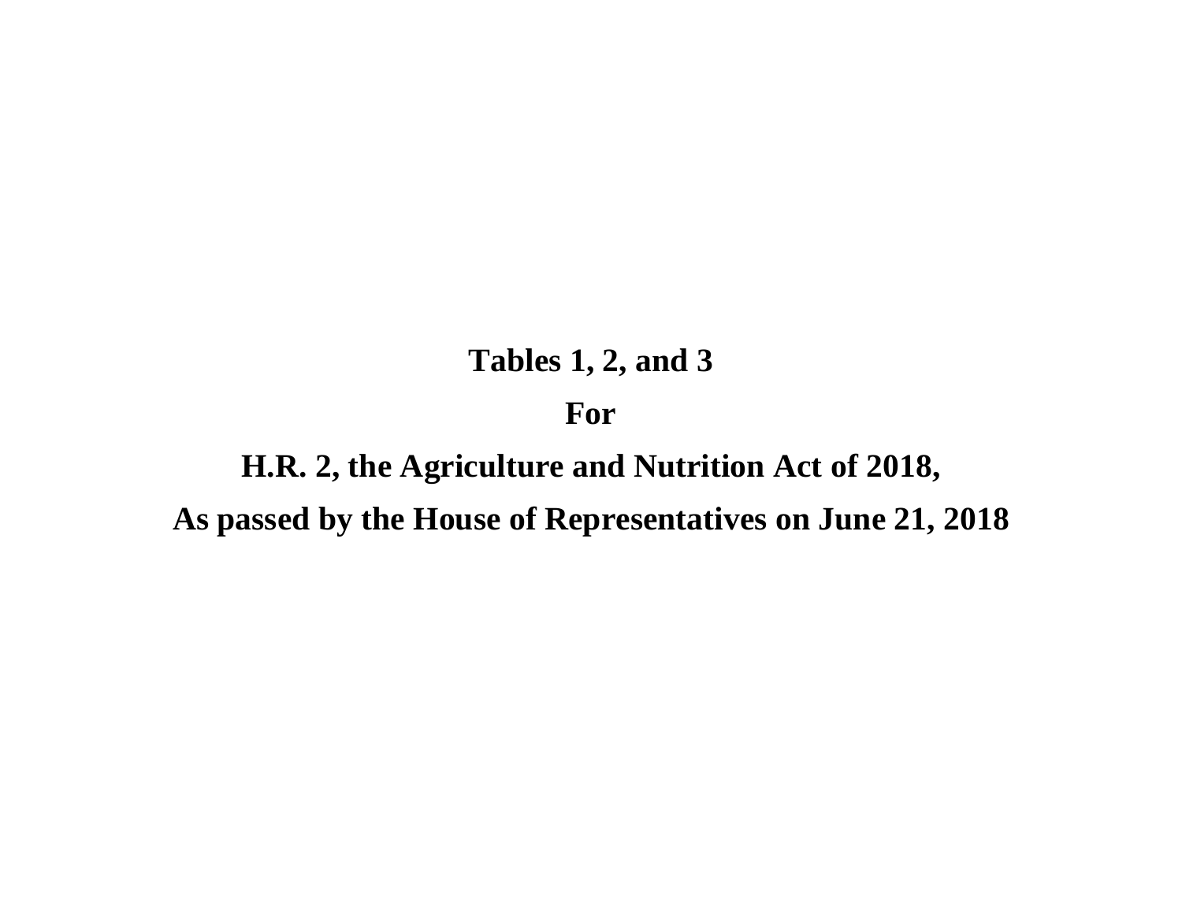# Tables 1, 2, and 3

# For

# H.R. 2, the Agriculture and Nutrition Act of 2018,

# As passed by the House of Representatives on June 21, 2018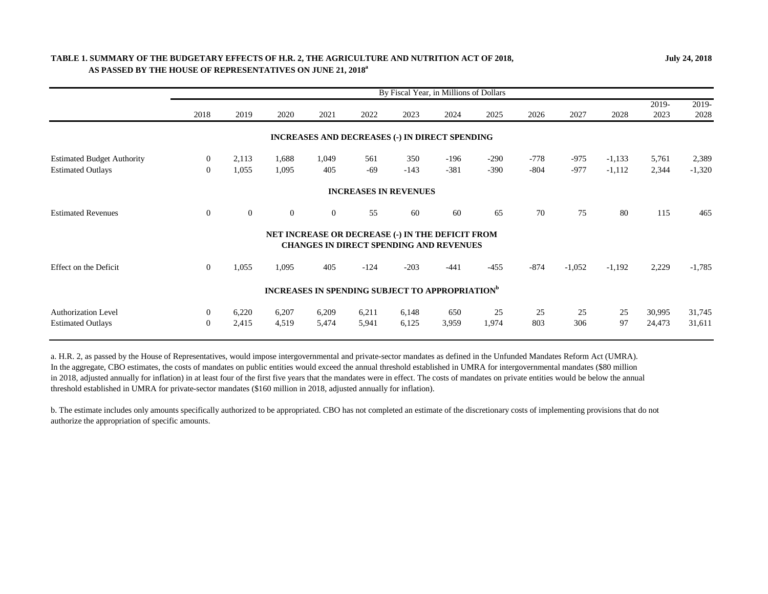**TABLE 1. SUMMARY OF THE BUDGETARY EFFECTS OF H.R. 2, THE AGRICULTURE AND NUTRITION ACT OF 2018, AS PASSED BY THE HOUSE OF REPRESENTATIVES ON JUNE 21, 2018[a]**

July 24, 2018

| | By Fiscal Year, in Millions of Dollars | | | | | | | | | | | | |
|---|---|---|---|---|---|---|---|---|---|---|---|---|---|
| | 2018 | 2019 | 2020 | 2021 | 2022 | 2023 | 2024 | 2025 | 2026 | 2027 | 2028 | 2019-2023 | 2019-2028 |
| **INCREASES AND DECREASES (-) IN DIRECT SPENDING** | | | | | | | | | | | | | |
| Estimated Budget Authority | 0 | 2,113 | 1,688 | 1,049 | 561 | 350 | -196 | -290 | -778 | -975 | -1,133 | 5,761 | 2,389 |
| Estimated Outlays | 0 | 1,055 | 1,095 | 405 | -69 | -143 | -381 | -390 | -804 | -977 | -1,112 | 2,344 | -1,320 |
| **INCREASES IN REVENUES** | | | | | | | | | | | | | |
| Estimated Revenues | 0 | 0 | 0 | 0 | 55 | 60 | 60 | 65 | 70 | 75 | 80 | 115 | 465 |
| **NET INCREASE OR DECREASE (-) IN THE DEFICIT FROM CHANGES IN DIRECT SPENDING AND REVENUES** | | | | | | | | | | | | | |
| Effect on the Deficit | 0 | 1,055 | 1,095 | 405 | -124 | -203 | -441 | -455 | -874 | -1,052 | -1,192 | 2,229 | -1,785 |
| **INCREASES IN SPENDING SUBJECT TO APPROPRIATION[b]** | | | | | | | | | | | | | |
| Authorization Level | 0 | 6,220 | 6,207 | 6,209 | 6,211 | 6,148 | 650 | 25 | 25 | 25 | 25 | 30,995 | 31,745 |
| Estimated Outlays | 0 | 2,415 | 4,519 | 5,474 | 5,941 | 6,125 | 3,959 | 1,974 | 803 | 306 | 97 | 24,473 | 31,611 |

a. H.R. 2, as passed by the House of Representatives, would impose intergovernmental and private-sector mandates as defined in the Unfunded Mandates Reform Act (UMRA). In the aggregate, CBO estimates, the costs of mandates on public entities would exceed the annual threshold established in UMRA for intergovernmental mandates ($80 million in 2018, adjusted annually for inflation) in at least four of the first five years that the mandates were in effect. The costs of mandates on private entities would be below the annual threshold established in UMRA for private-sector mandates ($160 million in 2018, adjusted annually for inflation).

b. The estimate includes only amounts specifically authorized to be appropriated. CBO has not completed an estimate of the discretionary costs of implementing provisions that do not authorize the appropriation of specific amounts.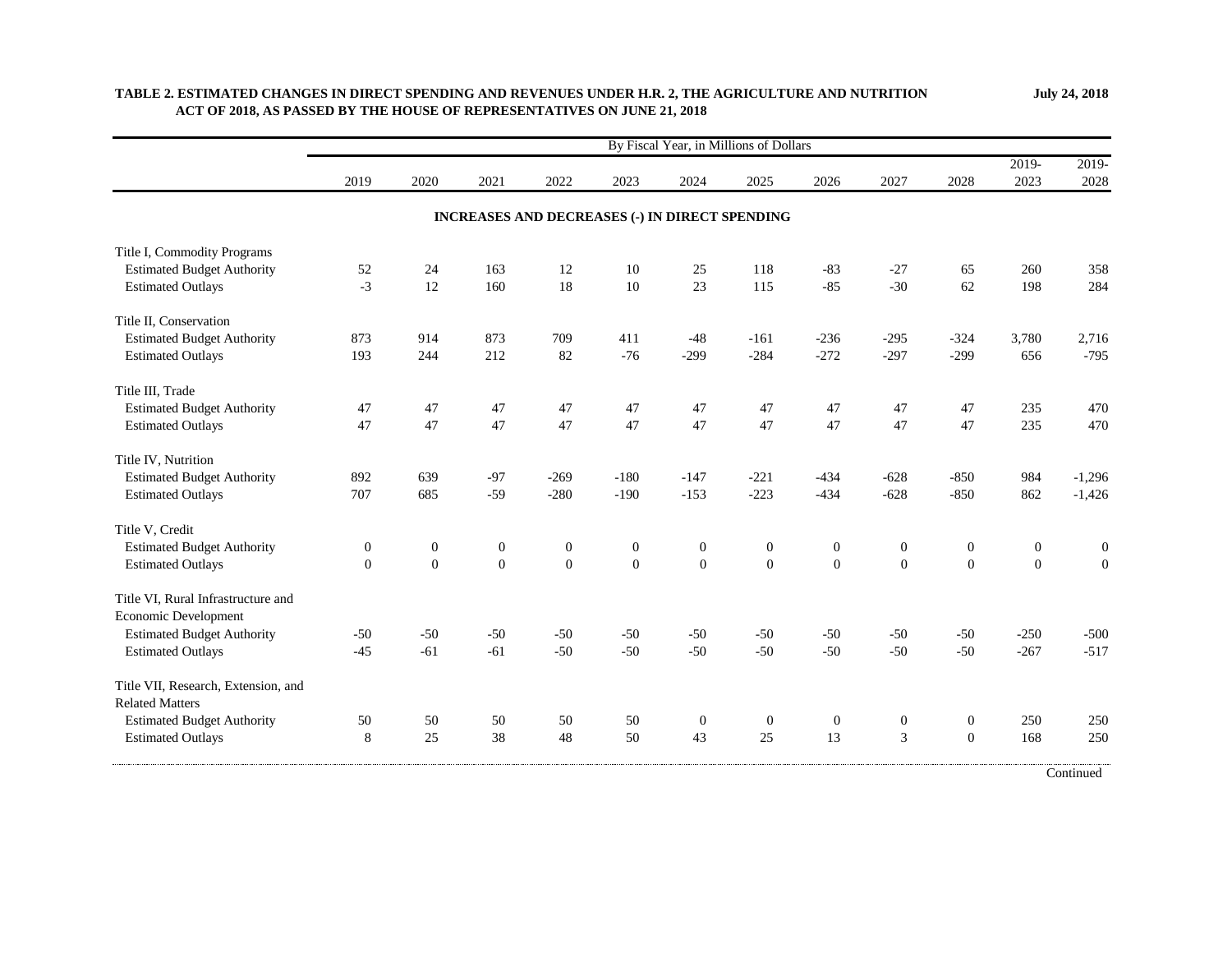**TABLE 2. ESTIMATED CHANGES IN DIRECT SPENDING AND REVENUES UNDER H.R. 2, THE AGRICULTURE AND NUTRITION ACT OF 2018, AS PASSED BY THE HOUSE OF REPRESENTATIVES ON JUNE 21, 2018**

**July 24, 2018**

| | By Fiscal Year, in Millions of Dollars | | | | | | | | | | | |
|---|---|---|---|---|---|---|---|---|---|---|---|---|
| | 2019 | 2020 | 2021 | 2022 | 2023 | 2024 | 2025 | 2026 | 2027 | 2028 | 2019-2023 | 2019-2028 |
| **INCREASES AND DECREASES (-) IN DIRECT SPENDING** | | | | | | | | | | | | |
| Title I, Commodity Programs | | | | | | | | | | | | |
| Estimated Budget Authority | 52 | 24 | 163 | 12 | 10 | 25 | 118 | -83 | -27 | 65 | 260 | 358 |
| Estimated Outlays | -3 | 12 | 160 | 18 | 10 | 23 | 115 | -85 | -30 | 62 | 198 | 284 |
| Title II, Conservation | | | | | | | | | | | | |
| Estimated Budget Authority | 873 | 914 | 873 | 709 | 411 | -48 | -161 | -236 | -295 | -324 | 3,780 | 2,716 |
| Estimated Outlays | 193 | 244 | 212 | 82 | -76 | -299 | -284 | -272 | -297 | -299 | 656 | -795 |
| Title III, Trade | | | | | | | | | | | | |
| Estimated Budget Authority | 47 | 47 | 47 | 47 | 47 | 47 | 47 | 47 | 47 | 47 | 235 | 470 |
| Estimated Outlays | 47 | 47 | 47 | 47 | 47 | 47 | 47 | 47 | 47 | 47 | 235 | 470 |
| Title IV, Nutrition | | | | | | | | | | | | |
| Estimated Budget Authority | 892 | 639 | -97 | -269 | -180 | -147 | -221 | -434 | -628 | -850 | 984 | -1,296 |
| Estimated Outlays | 707 | 685 | -59 | -280 | -190 | -153 | -223 | -434 | -628 | -850 | 862 | -1,426 |
| Title V, Credit | | | | | | | | | | | | |
| Estimated Budget Authority | 0 | 0 | 0 | 0 | 0 | 0 | 0 | 0 | 0 | 0 | 0 | 0 |
| Estimated Outlays | 0 | 0 | 0 | 0 | 0 | 0 | 0 | 0 | 0 | 0 | 0 | 0 |
| Title VI, Rural Infrastructure and Economic Development | | | | | | | | | | | | |
| Estimated Budget Authority | -50 | -50 | -50 | -50 | -50 | -50 | -50 | -50 | -50 | -50 | -250 | -500 |
| Estimated Outlays | -45 | -61 | -61 | -50 | -50 | -50 | -50 | -50 | -50 | -50 | -267 | -517 |
| Title VII, Research, Extension, and Related Matters | | | | | | | | | | | | |
| Estimated Budget Authority | 50 | 50 | 50 | 50 | 50 | 0 | 0 | 0 | 0 | 0 | 250 | 250 |
| Estimated Outlays | 8 | 25 | 38 | 48 | 50 | 43 | 25 | 13 | 3 | 0 | 168 | 250 |

Continued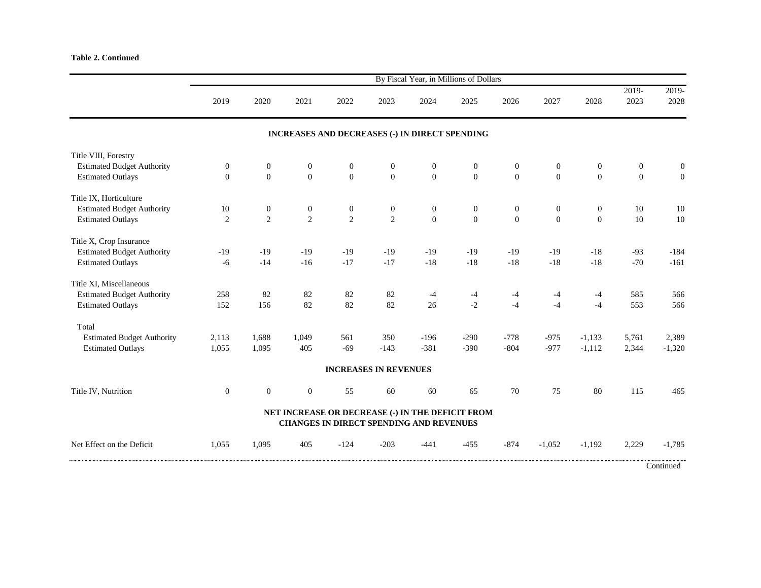**Table 2. Continued**

| | By Fiscal Year, in Millions of Dollars | | | | | | | | | | | |
|---|---|---|---|---|---|---|---|---|---|---|---|---|
| | 2019 | 2020 | 2021 | 2022 | 2023 | 2024 | 2025 | 2026 | 2027 | 2028 | 2019-2023 | 2019-2028 |
| **INCREASES AND DECREASES (-) IN DIRECT SPENDING** | | | | | | | | | | | | |
| Title VIII, Forestry | | | | | | | | | | | | |
| Estimated Budget Authority | 0 | 0 | 0 | 0 | 0 | 0 | 0 | 0 | 0 | 0 | 0 | 0 |
| Estimated Outlays | 0 | 0 | 0 | 0 | 0 | 0 | 0 | 0 | 0 | 0 | 0 | 0 |
| Title IX, Horticulture | | | | | | | | | | | | |
| Estimated Budget Authority | 10 | 0 | 0 | 0 | 0 | 0 | 0 | 0 | 0 | 0 | 10 | 10 |
| Estimated Outlays | 2 | 2 | 2 | 2 | 2 | 0 | 0 | 0 | 0 | 0 | 10 | 10 |
| Title X, Crop Insurance | | | | | | | | | | | | |
| Estimated Budget Authority | -19 | -19 | -19 | -19 | -19 | -19 | -19 | -19 | -19 | -18 | -93 | -184 |
| Estimated Outlays | -6 | -14 | -16 | -17 | -17 | -18 | -18 | -18 | -18 | -18 | -70 | -161 |
| Title XI, Miscellaneous | | | | | | | | | | | | |
| Estimated Budget Authority | 258 | 82 | 82 | 82 | 82 | -4 | -4 | -4 | -4 | -4 | 585 | 566 |
| Estimated Outlays | 152 | 156 | 82 | 82 | 82 | 26 | -2 | -4 | -4 | -4 | 553 | 566 |
| Total | | | | | | | | | | | | |
| Estimated Budget Authority | 2,113 | 1,688 | 1,049 | 561 | 350 | -196 | -290 | -778 | -975 | -1,133 | 5,761 | 2,389 |
| Estimated Outlays | 1,055 | 1,095 | 405 | -69 | -143 | -381 | -390 | -804 | -977 | -1,112 | 2,344 | -1,320 |
| **INCREASES IN REVENUES** | | | | | | | | | | | | |
| Title IV, Nutrition | 0 | 0 | 0 | 55 | 60 | 60 | 65 | 70 | 75 | 80 | 115 | 465 |
| **NET INCREASE OR DECREASE (-) IN THE DEFICIT FROM CHANGES IN DIRECT SPENDING AND REVENUES** | | | | | | | | | | | | |
| Net Effect on the Deficit | 1,055 | 1,095 | 405 | -124 | -203 | -441 | -455 | -874 | -1,052 | -1,192 | 2,229 | -1,785 |

Continued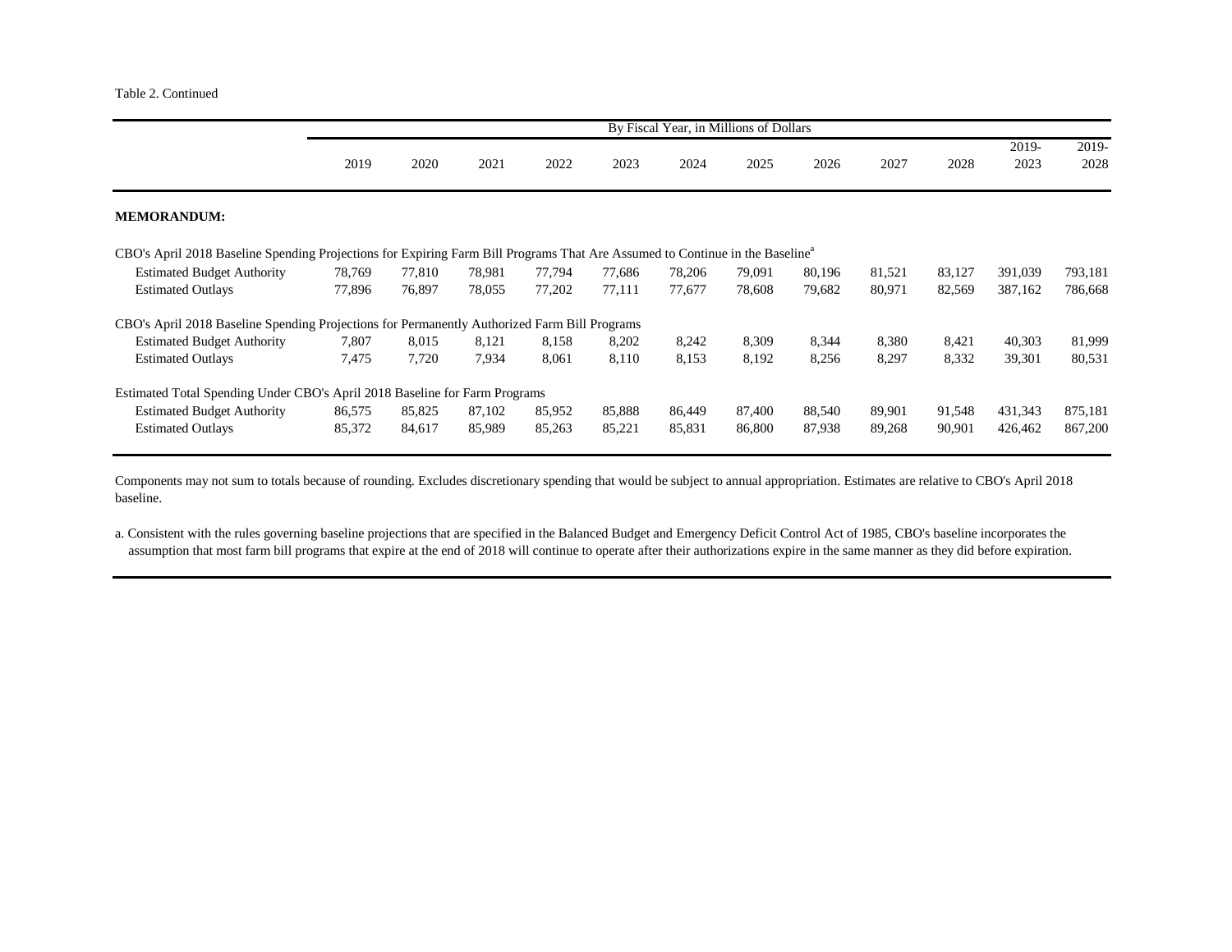Table 2. Continued

| | By Fiscal Year, in Millions of Dollars | | | | | | | | | | | |
|---|---|---|---|---|---|---|---|---|---|---|---|---|
| | 2019 | 2020 | 2021 | 2022 | 2023 | 2024 | 2025 | 2026 | 2027 | 2028 | 2019-2023 | 2019-2028 |
| **MEMORANDUM:** | | | | | | | | | | | | |
| CBO's April 2018 Baseline Spending Projections for Expiring Farm Bill Programs That Are Assumed to Continue in the Baseline[a] | | | | | | | | | | | | |
| Estimated Budget Authority | 78,769 | 77,810 | 78,981 | 77,794 | 77,686 | 78,206 | 79,091 | 80,196 | 81,521 | 83,127 | 391,039 | 793,181 |
| Estimated Outlays | 77,896 | 76,897 | 78,055 | 77,202 | 77,111 | 77,677 | 78,608 | 79,682 | 80,971 | 82,569 | 387,162 | 786,668 |
| CBO's April 2018 Baseline Spending Projections for Permanently Authorized Farm Bill Programs | | | | | | | | | | | | |
| Estimated Budget Authority | 7,807 | 8,015 | 8,121 | 8,158 | 8,202 | 8,242 | 8,309 | 8,344 | 8,380 | 8,421 | 40,303 | 81,999 |
| Estimated Outlays | 7,475 | 7,720 | 7,934 | 8,061 | 8,110 | 8,153 | 8,192 | 8,256 | 8,297 | 8,332 | 39,301 | 80,531 |
| Estimated Total Spending Under CBO's April 2018 Baseline for Farm Programs | | | | | | | | | | | | |
| Estimated Budget Authority | 86,575 | 85,825 | 87,102 | 85,952 | 85,888 | 86,449 | 87,400 | 88,540 | 89,901 | 91,548 | 431,343 | 875,181 |
| Estimated Outlays | 85,372 | 84,617 | 85,989 | 85,263 | 85,221 | 85,831 | 86,800 | 87,938 | 89,268 | 90,901 | 426,462 | 867,200 |

Components may not sum to totals because of rounding. Excludes discretionary spending that would be subject to annual appropriation. Estimates are relative to CBO's April 2018 baseline.

a. Consistent with the rules governing baseline projections that are specified in the Balanced Budget and Emergency Deficit Control Act of 1985, CBO's baseline incorporates the assumption that most farm bill programs that expire at the end of 2018 will continue to operate after their authorizations expire in the same manner as they did before expiration.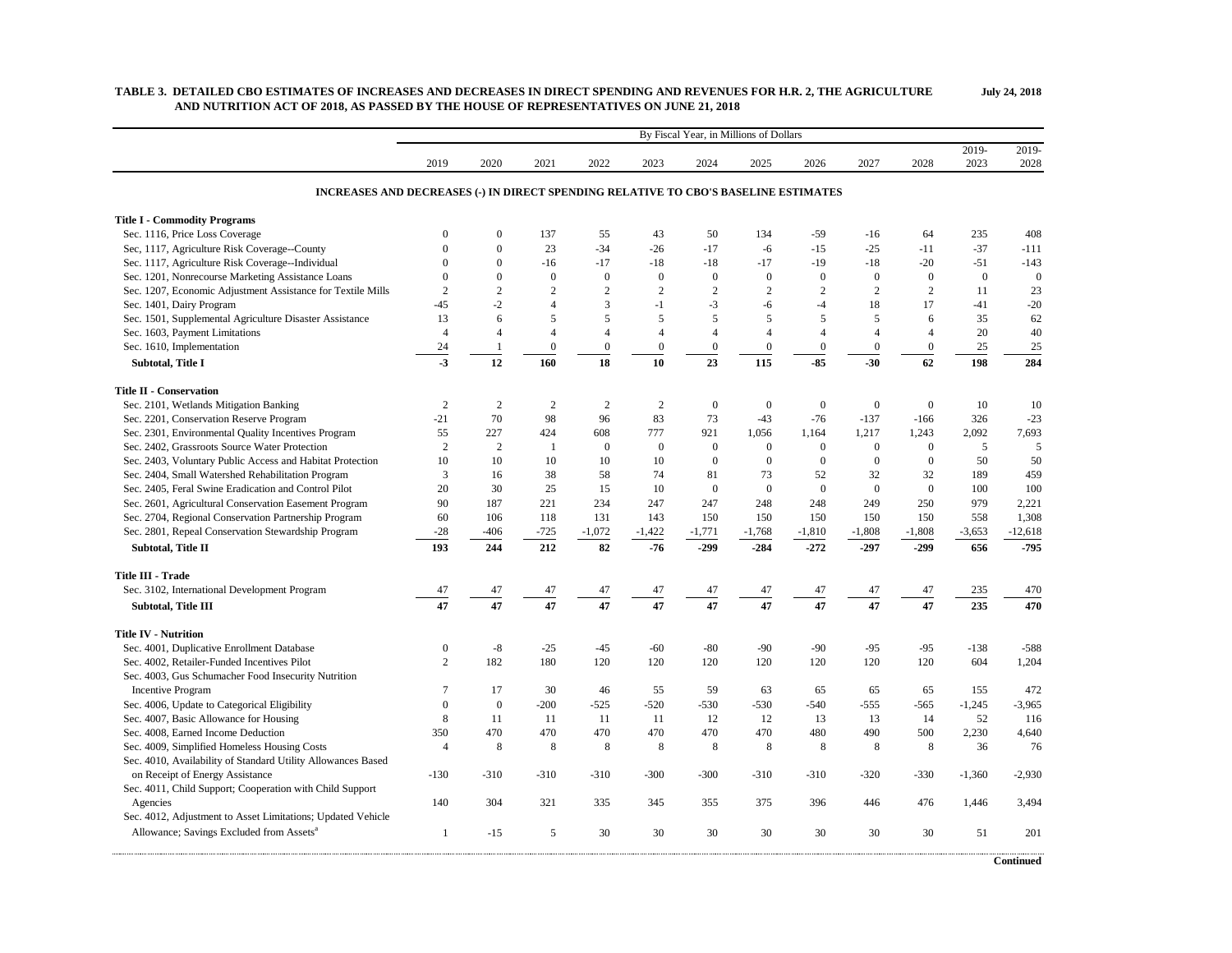**TABLE 3. DETAILED CBO ESTIMATES OF INCREASES AND DECREASES IN DIRECT SPENDING AND REVENUES FOR H.R. 2, THE AGRICULTURE AND NUTRITION ACT OF 2018, AS PASSED BY THE HOUSE OF REPRESENTATIVES ON JUNE 21, 2018**

**July 24, 2018**

| | By Fiscal Year, in Millions of Dollars | | | | | | | | | | | |
|---|---|---|---|---|---|---|---|---|---|---|---|---|
| | 2019 | 2020 | 2021 | 2022 | 2023 | 2024 | 2025 | 2026 | 2027 | 2028 | 2019-2023 | 2019-2028 |
| **INCREASES AND DECREASES (-) IN DIRECT SPENDING RELATIVE TO CBO'S BASELINE ESTIMATES** | | | | | | | | | | | | |
| **Title I - Commodity Programs** | | | | | | | | | | | | |
| Sec. 1116, Price Loss Coverage | 0 | 0 | 137 | 55 | 43 | 50 | 134 | -59 | -16 | 64 | 235 | 408 |
| Sec, 1117, Agriculture Risk Coverage--County | 0 | 0 | 23 | -34 | -26 | -17 | -6 | -15 | -25 | -11 | -37 | -111 |
| Sec. 1117, Agriculture Risk Coverage--Individual | 0 | 0 | -16 | -17 | -18 | -18 | -17 | -19 | -18 | -20 | -51 | -143 |
| Sec. 1201, Nonrecourse Marketing Assistance Loans | 0 | 0 | 0 | 0 | 0 | 0 | 0 | 0 | 0 | 0 | 0 | 0 |
| Sec. 1207, Economic Adjustment Assistance for Textile Mills | 2 | 2 | 2 | 2 | 2 | 2 | 2 | 2 | 2 | 2 | 11 | 23 |
| Sec. 1401, Dairy Program | -45 | -2 | 4 | 3 | -1 | -3 | -6 | -4 | 18 | 17 | -41 | -20 |
| Sec. 1501, Supplemental Agriculture Disaster Assistance | 13 | 6 | 5 | 5 | 5 | 5 | 5 | 5 | 5 | 6 | 35 | 62 |
| Sec. 1603, Payment Limitations | 4 | 4 | 4 | 4 | 4 | 4 | 4 | 4 | 4 | 4 | 20 | 40 |
| Sec. 1610, Implementation | 24 | 1 | 0 | 0 | 0 | 0 | 0 | 0 | 0 | 0 | 25 | 25 |
| **Subtotal, Title I** | **-3** | **12** | **160** | **18** | **10** | **23** | **115** | **-85** | **-30** | **62** | **198** | **284** |
| **Title II - Conservation** | | | | | | | | | | | | |
| Sec. 2101, Wetlands Mitigation Banking | 2 | 2 | 2 | 2 | 2 | 0 | 0 | 0 | 0 | 0 | 10 | 10 |
| Sec. 2201, Conservation Reserve Program | -21 | 70 | 98 | 96 | 83 | 73 | -43 | -76 | -137 | -166 | 326 | -23 |
| Sec. 2301, Environmental Quality Incentives Program | 55 | 227 | 424 | 608 | 777 | 921 | 1,056 | 1,164 | 1,217 | 1,243 | 2,092 | 7,693 |
| Sec. 2402, Grassroots Source Water Protection | 2 | 2 | 1 | 0 | 0 | 0 | 0 | 0 | 0 | 0 | 5 | 5 |
| Sec. 2403, Voluntary Public Access and Habitat Protection | 10 | 10 | 10 | 10 | 10 | 0 | 0 | 0 | 0 | 0 | 50 | 50 |
| Sec. 2404, Small Watershed Rehabilitation Program | 3 | 16 | 38 | 58 | 74 | 81 | 73 | 52 | 32 | 32 | 189 | 459 |
| Sec. 2405, Feral Swine Eradication and Control Pilot | 20 | 30 | 25 | 15 | 10 | 0 | 0 | 0 | 0 | 0 | 100 | 100 |
| Sec. 2601, Agricultural Conservation Easement Program | 90 | 187 | 221 | 234 | 247 | 247 | 248 | 248 | 249 | 250 | 979 | 2,221 |
| Sec. 2704, Regional Conservation Partnership Program | 60 | 106 | 118 | 131 | 143 | 150 | 150 | 150 | 150 | 150 | 558 | 1,308 |
| Sec. 2801, Repeal Conservation Stewardship Program | -28 | -406 | -725 | -1,072 | -1,422 | -1,771 | -1,768 | -1,810 | -1,808 | -1,808 | -3,653 | -12,618 |
| **Subtotal, Title II** | **193** | **244** | **212** | **82** | **-76** | **-299** | **-284** | **-272** | **-297** | **-299** | **656** | **-795** |
| **Title III - Trade** | | | | | | | | | | | | |
| Sec. 3102, International Development Program | 47 | 47 | 47 | 47 | 47 | 47 | 47 | 47 | 47 | 47 | 235 | 470 |
| **Subtotal, Title III** | **47** | **47** | **47** | **47** | **47** | **47** | **47** | **47** | **47** | **47** | **235** | **470** |
| **Title IV - Nutrition** | | | | | | | | | | | | |
| Sec. 4001, Duplicative Enrollment Database | 0 | -8 | -25 | -45 | -60 | -80 | -90 | -90 | -95 | -95 | -138 | -588 |
| Sec. 4002, Retailer-Funded Incentives Pilot | 2 | 182 | 180 | 120 | 120 | 120 | 120 | 120 | 120 | 120 | 604 | 1,204 |
| Sec. 4003, Gus Schumacher Food Insecurity Nutrition Incentive Program | 7 | 17 | 30 | 46 | 55 | 59 | 63 | 65 | 65 | 65 | 155 | 472 |
| Sec. 4006, Update to Categorical Eligibility | 0 | 0 | -200 | -525 | -520 | -530 | -530 | -540 | -555 | -565 | -1,245 | -3,965 |
| Sec. 4007, Basic Allowance for Housing | 8 | 11 | 11 | 11 | 11 | 12 | 12 | 13 | 13 | 14 | 52 | 116 |
| Sec. 4008, Earned Income Deduction | 350 | 470 | 470 | 470 | 470 | 470 | 470 | 480 | 490 | 500 | 2,230 | 4,640 |
| Sec. 4009, Simplified Homeless Housing Costs | 4 | 8 | 8 | 8 | 8 | 8 | 8 | 8 | 8 | 8 | 36 | 76 |
| Sec. 4010, Availability of Standard Utility Allowances Based on Receipt of Energy Assistance | -130 | -310 | -310 | -310 | -300 | -300 | -310 | -310 | -320 | -330 | -1,360 | -2,930 |
| Sec. 4011, Child Support; Cooperation with Child Support Agencies | 140 | 304 | 321 | 335 | 345 | 355 | 375 | 396 | 446 | 476 | 1,446 | 3,494 |
| Sec. 4012, Adjustment to Asset Limitations; Updated Vehicle Allowance; Savings Excluded from Assets[a] | 1 | -15 | 5 | 30 | 30 | 30 | 30 | 30 | 30 | 30 | 51 | 201 |

**Continued**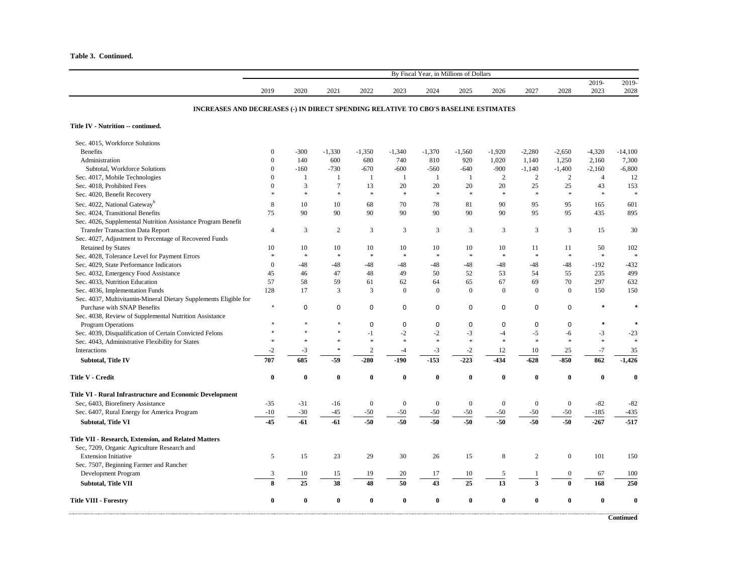**Table 3. Continued.**

| | By Fiscal Year, in Millions of Dollars | | | | | | | | | | | |
|---|---|---|---|---|---|---|---|---|---|---|---|---|
| | 2019 | 2020 | 2021 | 2022 | 2023 | 2024 | 2025 | 2026 | 2027 | 2028 | 2019-2023 | 2019-2028 |
| **INCREASES AND DECREASES (-) IN DIRECT SPENDING RELATIVE TO CBO'S BASELINE ESTIMATES** | | | | | | | | | | | | |
| **Title IV - Nutrition -- continued.** | | | | | | | | | | | | |
| Sec. 4015, Workforce Solutions | | | | | | | | | | | | |
| Benefits | 0 | -300 | -1,330 | -1,350 | -1,340 | -1,370 | -1,560 | -1,920 | -2,280 | -2,650 | -4,320 | -14,100 |
| Administration | 0 | 140 | 600 | 680 | 740 | 810 | 920 | 1,020 | 1,140 | 1,250 | 2,160 | 7,300 |
| Subtotal, Workforce Solutions | 0 | -160 | -730 | -670 | -600 | -560 | -640 | -900 | -1,140 | -1,400 | -2,160 | -6,800 |
| Sec. 4017, Mobile Technologies | 0 | 1 | 1 | 1 | 1 | 1 | 1 | 2 | 2 | 2 | 4 | 12 |
| Sec. 4018, Prohibited Fees | 0 | 3 | 7 | 13 | 20 | 20 | 20 | 20 | 25 | 25 | 43 | 153 |
| Sec. 4020, Benefit Recovery | * | * | * | * | * | * | * | * | * | * | * | * |
| Sec. 4022, National Gateway[b] | 8 | 10 | 10 | 68 | 70 | 78 | 81 | 90 | 95 | 95 | 165 | 601 |
| Sec. 4024, Transitional Benefits | 75 | 90 | 90 | 90 | 90 | 90 | 90 | 90 | 95 | 95 | 435 | 895 |
| Sec. 4026, Supplemental Nutrition Assistance Program Benefit Transfer Transaction Data Report | 4 | 3 | 2 | 3 | 3 | 3 | 3 | 3 | 3 | 3 | 15 | 30 |
| Sec. 4027, Adjustment to Percentage of Recovered Funds Retained by States | 10 | 10 | 10 | 10 | 10 | 10 | 10 | 10 | 11 | 11 | 50 | 102 |
| Sec. 4028, Tolerance Level for Payment Errors | * | * | * | * | * | * | * | * | * | * | * | * |
| Sec. 4029, State Performance Indicators | 0 | -48 | -48 | -48 | -48 | -48 | -48 | -48 | -48 | -48 | -192 | -432 |
| Sec. 4032, Emergency Food Assistance | 45 | 46 | 47 | 48 | 49 | 50 | 52 | 53 | 54 | 55 | 235 | 499 |
| Sec. 4033, Nutrition Education | 57 | 58 | 59 | 61 | 62 | 64 | 65 | 67 | 69 | 70 | 297 | 632 |
| Sec. 4036, Implementation Funds | 128 | 17 | 3 | 3 | 0 | 0 | 0 | 0 | 0 | 0 | 150 | 150 |
| Sec. 4037, Multivitamin-Mineral Dietary Supplements Eligible for Purchase with SNAP Benefits | * | 0 | 0 | 0 | 0 | 0 | 0 | 0 | 0 | 0 | * | * |
| Sec. 4038, Review of Supplemental Nutrition Assistance Program Operations | * | * | * | 0 | 0 | 0 | 0 | 0 | 0 | 0 | * | * |
| Sec. 4039, Disqualification of Certain Convicted Felons | * | * | * | -1 | -2 | -2 | -3 | -4 | -5 | -6 | -3 | -23 |
| Sec. 4043, Administrative Flexibility for States | * | * | * | * | * | * | * | * | * | * | * | * |
| Interactions | -2 | -3 | * | 2 | -4 | -3 | -2 | 12 | 10 | 25 | -7 | 35 |
| **Subtotal, Title IV** | **707** | **685** | **-59** | **-280** | **-190** | **-153** | **-223** | **-434** | **-628** | **-850** | **862** | **-1,426** |
| **Title V - Credit** | **0** | **0** | **0** | **0** | **0** | **0** | **0** | **0** | **0** | **0** | **0** | **0** |
| **Title VI - Rural Infrastructure and Economic Development** | | | | | | | | | | | | |
| Sec, 6403, Biorefinery Assistance | -35 | -31 | -16 | 0 | 0 | 0 | 0 | 0 | 0 | 0 | -82 | -82 |
| Sec. 6407, Rural Energy for America Program | -10 | -30 | -45 | -50 | -50 | -50 | -50 | -50 | -50 | -50 | -185 | -435 |
| **Subtotal, Title VI** | **-45** | **-61** | **-61** | **-50** | **-50** | **-50** | **-50** | **-50** | **-50** | **-50** | **-267** | **-517** |
| **Title VII - Research, Extension, and Related Matters** | | | | | | | | | | | | |
| Sec, 7209, Organic Agriculture Research and Extension Initiative | 5 | 15 | 23 | 29 | 30 | 26 | 15 | 8 | 2 | 0 | 101 | 150 |
| Sec. 7507, Beginning Farmer and Rancher Development Program | 3 | 10 | 15 | 19 | 20 | 17 | 10 | 5 | 1 | 0 | 67 | 100 |
| **Subtotal, Title VII** | **8** | **25** | **38** | **48** | **50** | **43** | **25** | **13** | **3** | **0** | **168** | **250** |
| **Title VIII - Forestry** | **0** | **0** | **0** | **0** | **0** | **0** | **0** | **0** | **0** | **0** | **0** | **0** |

**Continued**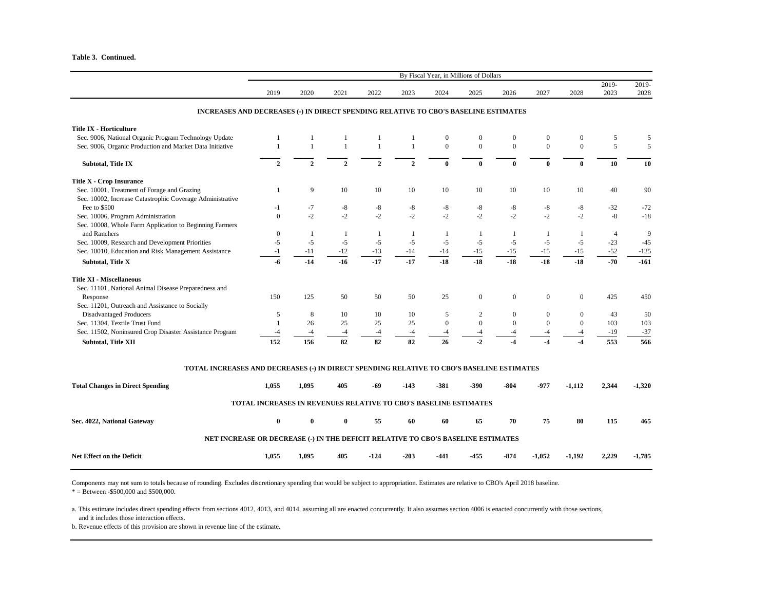**Table 3. Continued.**

| | By Fiscal Year, in Millions of Dollars | | | | | | | | | | | |
|---|---|---|---|---|---|---|---|---|---|---|---|---|
| | 2019 | 2020 | 2021 | 2022 | 2023 | 2024 | 2025 | 2026 | 2027 | 2028 | 2019-2023 | 2019-2028 |
| **INCREASES AND DECREASES (-) IN DIRECT SPENDING RELATIVE TO CBO'S BASELINE ESTIMATES** | | | | | | | | | | | | |
| **Title IX - Horticulture** | | | | | | | | | | | | |
| Sec. 9006, National Organic Program Technology Update | 1 | 1 | 1 | 1 | 1 | 0 | 0 | 0 | 0 | 0 | 5 | 5 |
| Sec. 9006, Organic Production and Market Data Initiative | 1 | 1 | 1 | 1 | 1 | 0 | 0 | 0 | 0 | 0 | 5 | 5 |
| **Subtotal, Title IX** | **2** | **2** | **2** | **2** | **2** | **0** | **0** | **0** | **0** | **0** | **10** | **10** |
| **Title X - Crop Insurance** | | | | | | | | | | | | |
| Sec. 10001, Treatment of Forage and Grazing | 1 | 9 | 10 | 10 | 10 | 10 | 10 | 10 | 10 | 10 | 40 | 90 |
| Sec. 10002, Increase Catastrophic Coverage Administrative Fee to $500 | -1 | -7 | -8 | -8 | -8 | -8 | -8 | -8 | -8 | -8 | -32 | -72 |
| Sec. 10006, Program Administration | 0 | -2 | -2 | -2 | -2 | -2 | -2 | -2 | -2 | -2 | -8 | -18 |
| Sec. 10008, Whole Farm Application to Beginning Farmers and Ranchers | 0 | 1 | 1 | 1 | 1 | 1 | 1 | 1 | 1 | 1 | 4 | 9 |
| Sec. 10009, Research and Development Priorities | -5 | -5 | -5 | -5 | -5 | -5 | -5 | -5 | -5 | -5 | -23 | -45 |
| Sec. 10010, Education and Risk Management Assistance | -1 | -11 | -12 | -13 | -14 | -14 | -15 | -15 | -15 | -15 | -52 | -125 |
| **Subtotal, Title X** | **-6** | **-14** | **-16** | **-17** | **-17** | **-18** | **-18** | **-18** | **-18** | **-18** | **-70** | **-161** |
| **Title XI - Miscellaneous** | | | | | | | | | | | | |
| Sec. 11101, National Animal Disease Preparedness and Response | 150 | 125 | 50 | 50 | 50 | 25 | 0 | 0 | 0 | 0 | 425 | 450 |
| Sec. 11201, Outreach and Assistance to Socially Disadvantaged Producers | 5 | 8 | 10 | 10 | 10 | 5 | 2 | 0 | 0 | 0 | 43 | 50 |
| Sec. 11304, Textile Trust Fund | 1 | 26 | 25 | 25 | 25 | 0 | 0 | 0 | 0 | 0 | 103 | 103 |
| Sec. 11502, Noninsured Crop Disaster Assistance Program | -4 | -4 | -4 | -4 | -4 | -4 | -4 | -4 | -4 | -4 | -19 | -37 |
| **Subtotal, Title XII** | **152** | **156** | **82** | **82** | **82** | **26** | **-2** | **-4** | **-4** | **-4** | **553** | **566** |
| **TOTAL INCREASES AND DECREASES (-) IN DIRECT SPENDING RELATIVE TO CBO'S BASELINE ESTIMATES** | | | | | | | | | | | | |
| **Total Changes in Direct Spending** | **1,055** | **1,095** | **405** | **-69** | **-143** | **-381** | **-390** | **-804** | **-977** | **-1,112** | **2,344** | **-1,320** |
| **TOTAL INCREASES IN REVENUES RELATIVE TO CBO'S BASELINE ESTIMATES** | | | | | | | | | | | | |
| **Sec. 4022, National Gateway** | **0** | **0** | **0** | **55** | **60** | **60** | **65** | **70** | **75** | **80** | **115** | **465** |
| **NET INCREASE OR DECREASE (-) IN THE DEFICIT RELATIVE TO CBO'S BASELINE ESTIMATES** | | | | | | | | | | | | |
| **Net Effect on the Deficit** | **1,055** | **1,095** | **405** | **-124** | **-203** | **-441** | **-455** | **-874** | **-1,052** | **-1,192** | **2,229** | **-1,785** |

Components may not sum to totals because of rounding. Excludes discretionary spending that would be subject to appropriation. Estimates are relative to CBO's April 2018 baseline.

* = Between -$500,000 and $500,000.

a. This estimate includes direct spending effects from sections 4012, 4013, and 4014, assuming all are enacted concurrently. It also assumes section 4006 is enacted concurrently with those sections, and it includes those interaction effects.

b. Revenue effects of this provision are shown in revenue line of the estimate.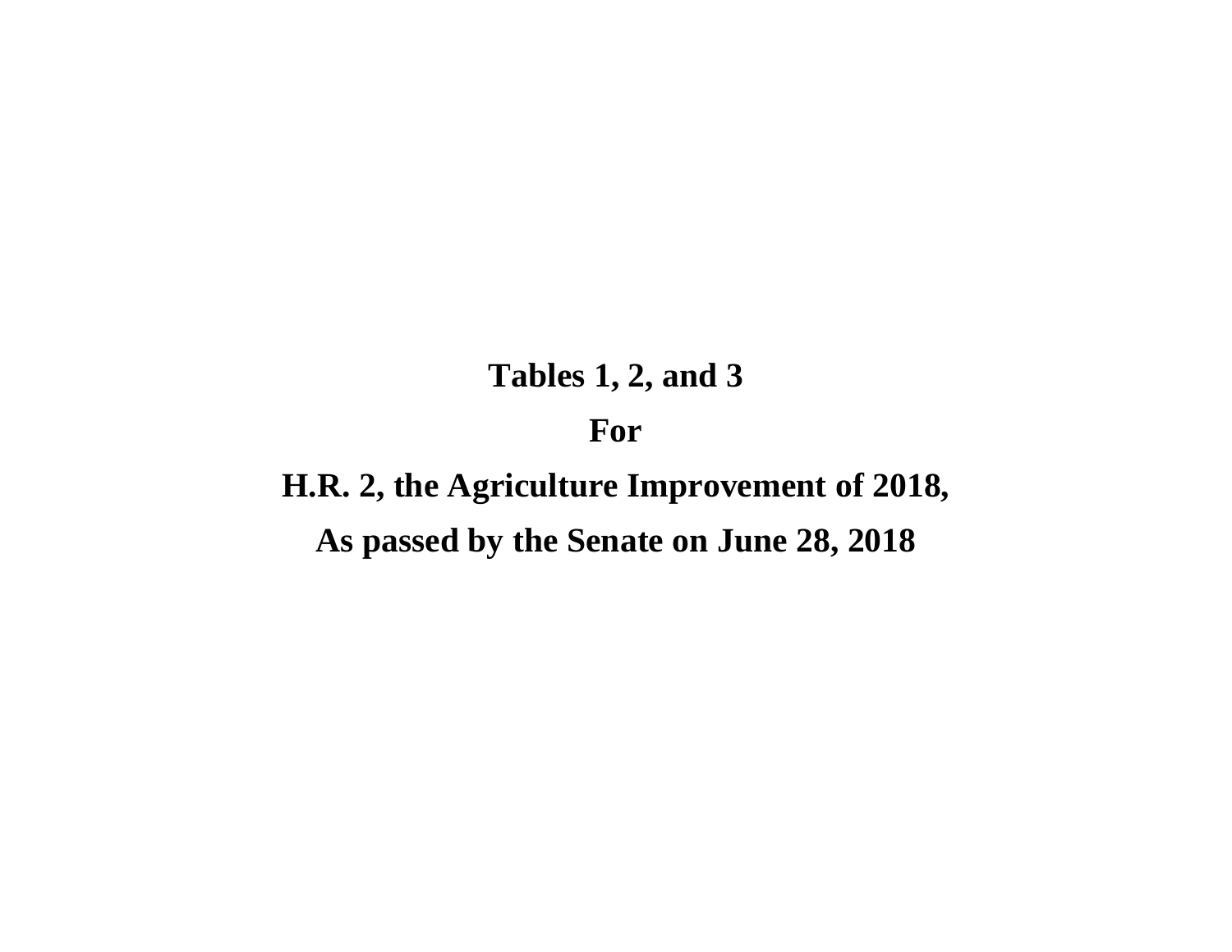**Tables 1, 2, and 3**

**For**

**H.R. 2, the Agriculture Improvement of 2018,**

**As passed by the Senate on June 28, 2018**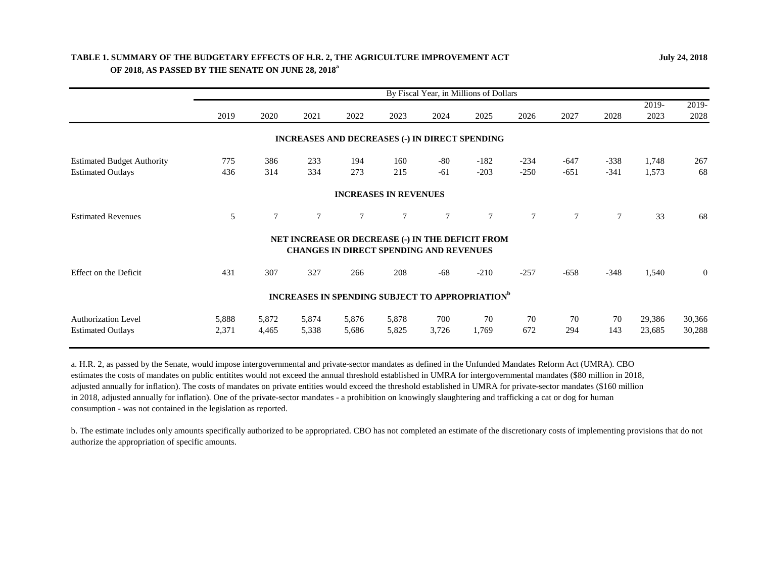**TABLE 1. SUMMARY OF THE BUDGETARY EFFECTS OF H.R. 2, THE AGRICULTURE IMPROVEMENT ACT OF 2018, AS PASSED BY THE SENATE ON JUNE 28, 2018**[a]

**July 24, 2018**

| | By Fiscal Year, in Millions of Dollars | | | | | | | | | | | |
|---|---|---|---|---|---|---|---|---|---|---|---|---|
| | 2019 | 2020 | 2021 | 2022 | 2023 | 2024 | 2025 | 2026 | 2027 | 2028 | 2019-2023 | 2019-2028 |
| **INCREASES AND DECREASES (-) IN DIRECT SPENDING** | | | | | | | | | | | | |
| Estimated Budget Authority | 775 | 386 | 233 | 194 | 160 | -80 | -182 | -234 | -647 | -338 | 1,748 | 267 |
| Estimated Outlays | 436 | 314 | 334 | 273 | 215 | -61 | -203 | -250 | -651 | -341 | 1,573 | 68 |
| **INCREASES IN REVENUES** | | | | | | | | | | | | |
| Estimated Revenues | 5 | 7 | 7 | 7 | 7 | 7 | 7 | 7 | 7 | 7 | 33 | 68 |
| **NET INCREASE OR DECREASE (-) IN THE DEFICIT FROM CHANGES IN DIRECT SPENDING AND REVENUES** | | | | | | | | | | | | |
| Effect on the Deficit | 431 | 307 | 327 | 266 | 208 | -68 | -210 | -257 | -658 | -348 | 1,540 | 0 |
| **INCREASES IN SPENDING SUBJECT TO APPROPRIATION**[b] | | | | | | | | | | | | |
| Authorization Level | 5,888 | 5,872 | 5,874 | 5,876 | 5,878 | 700 | 70 | 70 | 70 | 70 | 29,386 | 30,366 |
| Estimated Outlays | 2,371 | 4,465 | 5,338 | 5,686 | 5,825 | 3,726 | 1,769 | 672 | 294 | 143 | 23,685 | 30,288 |

a. H.R. 2, as passed by the Senate, would impose intergovernmental and private-sector mandates as defined in the Unfunded Mandates Reform Act (UMRA). CBO estimates the costs of mandates on public entitites would not exceed the annual threshold established in UMRA for intergovernmental mandates ($80 million in 2018, adjusted annually for inflation). The costs of mandates on private entities would exceed the threshold established in UMRA for private-sector mandates ($160 million in 2018, adjusted annually for inflation). One of the private-sector mandates - a prohibition on knowingly slaughtering and trafficking a cat or dog for human consumption - was not contained in the legislation as reported.

b. The estimate includes only amounts specifically authorized to be appropriated. CBO has not completed an estimate of the discretionary costs of implementing provisions that do not authorize the appropriation of specific amounts.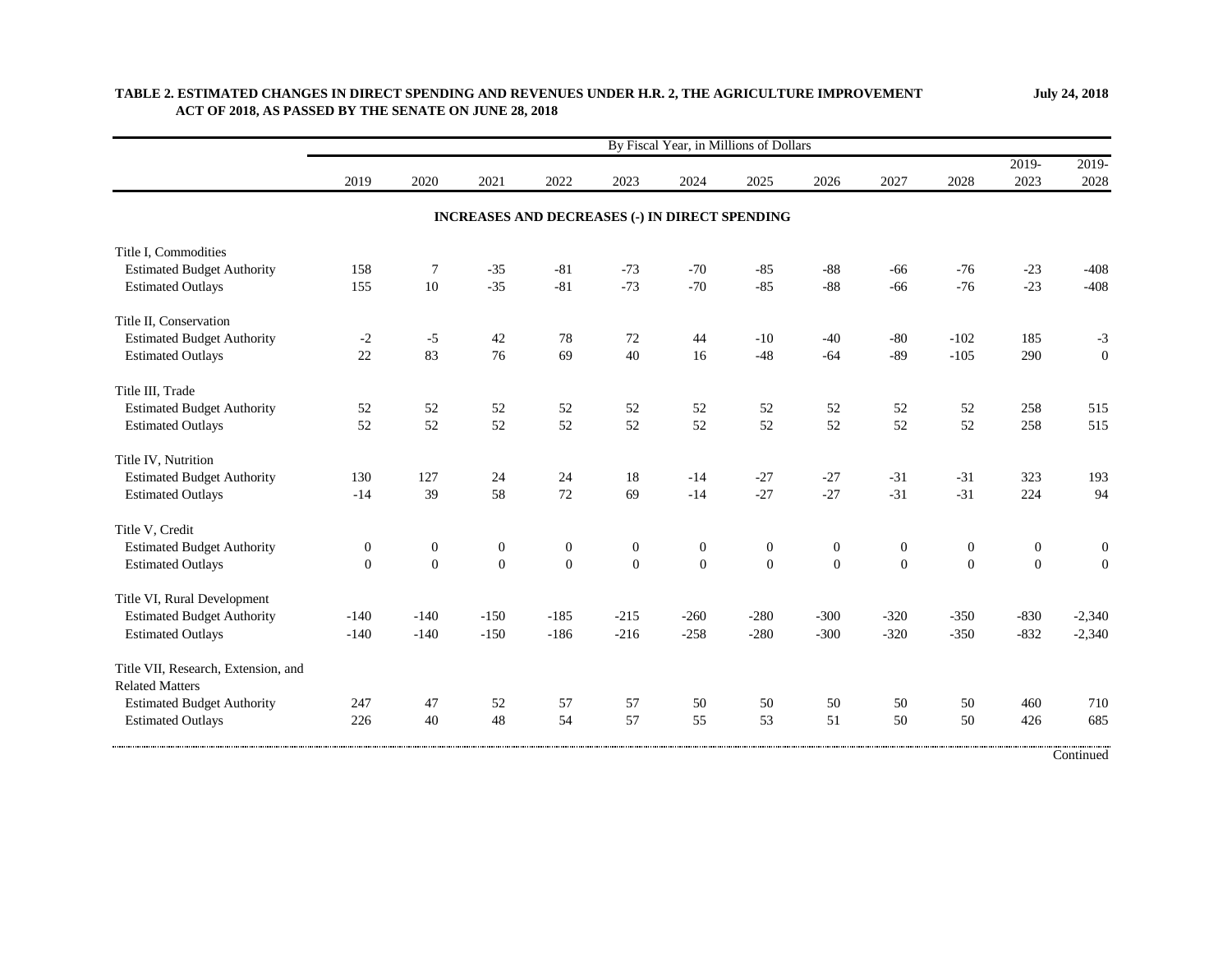**TABLE 2. ESTIMATED CHANGES IN DIRECT SPENDING AND REVENUES UNDER H.R. 2, THE AGRICULTURE IMPROVEMENT ACT OF 2018, AS PASSED BY THE SENATE ON JUNE 28, 2018**

**July 24, 2018**

| | By Fiscal Year, in Millions of Dollars | | | | | | | | | | | |
|---|---|---|---|---|---|---|---|---|---|---|---|---|
| | 2019 | 2020 | 2021 | 2022 | 2023 | 2024 | 2025 | 2026 | 2027 | 2028 | 2019-2023 | 2019-2028 |
| **INCREASES AND DECREASES (-) IN DIRECT SPENDING** | | | | | | | | | | | | |
| Title I, Commodities | | | | | | | | | | | | |
| Estimated Budget Authority | 158 | 7 | -35 | -81 | -73 | -70 | -85 | -88 | -66 | -76 | -23 | -408 |
| Estimated Outlays | 155 | 10 | -35 | -81 | -73 | -70 | -85 | -88 | -66 | -76 | -23 | -408 |
| Title II, Conservation | | | | | | | | | | | | |
| Estimated Budget Authority | -2 | -5 | 42 | 78 | 72 | 44 | -10 | -40 | -80 | -102 | 185 | -3 |
| Estimated Outlays | 22 | 83 | 76 | 69 | 40 | 16 | -48 | -64 | -89 | -105 | 290 | 0 |
| Title III, Trade | | | | | | | | | | | | |
| Estimated Budget Authority | 52 | 52 | 52 | 52 | 52 | 52 | 52 | 52 | 52 | 52 | 258 | 515 |
| Estimated Outlays | 52 | 52 | 52 | 52 | 52 | 52 | 52 | 52 | 52 | 52 | 258 | 515 |
| Title IV, Nutrition | | | | | | | | | | | | |
| Estimated Budget Authority | 130 | 127 | 24 | 24 | 18 | -14 | -27 | -27 | -31 | -31 | 323 | 193 |
| Estimated Outlays | -14 | 39 | 58 | 72 | 69 | -14 | -27 | -27 | -31 | -31 | 224 | 94 |
| Title V, Credit | | | | | | | | | | | | |
| Estimated Budget Authority | 0 | 0 | 0 | 0 | 0 | 0 | 0 | 0 | 0 | 0 | 0 | 0 |
| Estimated Outlays | 0 | 0 | 0 | 0 | 0 | 0 | 0 | 0 | 0 | 0 | 0 | 0 |
| Title VI, Rural Development | | | | | | | | | | | | |
| Estimated Budget Authority | -140 | -140 | -150 | -185 | -215 | -260 | -280 | -300 | -320 | -350 | -830 | -2,340 |
| Estimated Outlays | -140 | -140 | -150 | -186 | -216 | -258 | -280 | -300 | -320 | -350 | -832 | -2,340 |
| Title VII, Research, Extension, and Related Matters | | | | | | | | | | | | |
| Estimated Budget Authority | 247 | 47 | 52 | 57 | 57 | 50 | 50 | 50 | 50 | 50 | 460 | 710 |
| Estimated Outlays | 226 | 40 | 48 | 54 | 57 | 55 | 53 | 51 | 50 | 50 | 426 | 685 |

Continued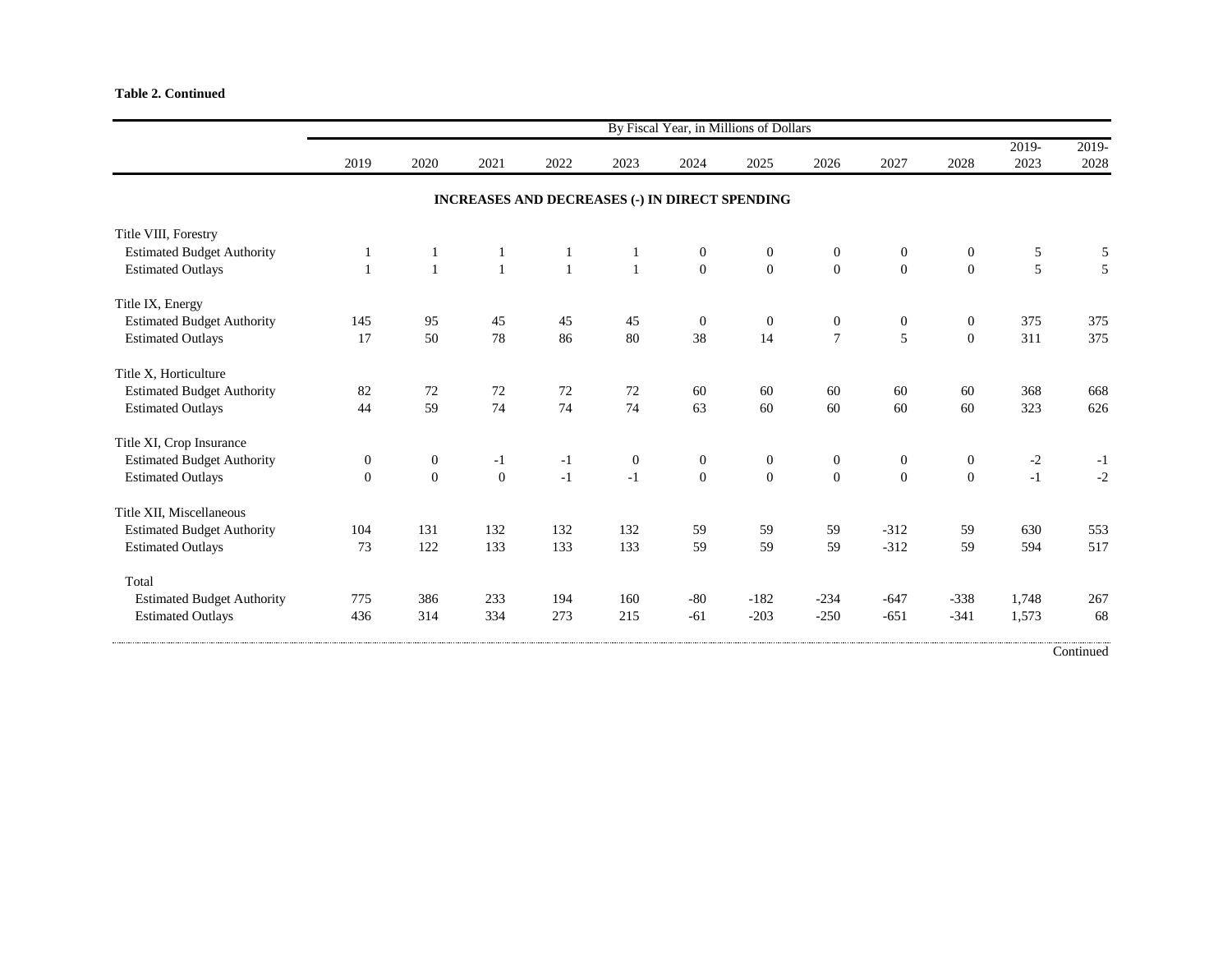**Table 2. Continued**

| | By Fiscal Year, in Millions of Dollars | | | | | | | | | | | |
|---|---|---|---|---|---|---|---|---|---|---|---|---|
| | 2019 | 2020 | 2021 | 2022 | 2023 | 2024 | 2025 | 2026 | 2027 | 2028 | 2019-2023 | 2019-2028 |
| **INCREASES AND DECREASES (-) IN DIRECT SPENDING** | | | | | | | | | | | | |
| Title VIII, Forestry | | | | | | | | | | | | |
| Estimated Budget Authority | 1 | 1 | 1 | 1 | 1 | 0 | 0 | 0 | 0 | 0 | 5 | 5 |
| Estimated Outlays | 1 | 1 | 1 | 1 | 1 | 0 | 0 | 0 | 0 | 0 | 5 | 5 |
| Title IX, Energy | | | | | | | | | | | | |
| Estimated Budget Authority | 145 | 95 | 45 | 45 | 45 | 0 | 0 | 0 | 0 | 0 | 375 | 375 |
| Estimated Outlays | 17 | 50 | 78 | 86 | 80 | 38 | 14 | 7 | 5 | 0 | 311 | 375 |
| Title X, Horticulture | | | | | | | | | | | | |
| Estimated Budget Authority | 82 | 72 | 72 | 72 | 72 | 60 | 60 | 60 | 60 | 60 | 368 | 668 |
| Estimated Outlays | 44 | 59 | 74 | 74 | 74 | 63 | 60 | 60 | 60 | 60 | 323 | 626 |
| Title XI, Crop Insurance | | | | | | | | | | | | |
| Estimated Budget Authority | 0 | 0 | -1 | -1 | 0 | 0 | 0 | 0 | 0 | 0 | -2 | -1 |
| Estimated Outlays | 0 | 0 | 0 | -1 | -1 | 0 | 0 | 0 | 0 | 0 | -1 | -2 |
| Title XII, Miscellaneous | | | | | | | | | | | | |
| Estimated Budget Authority | 104 | 131 | 132 | 132 | 132 | 59 | 59 | 59 | -312 | 59 | 630 | 553 |
| Estimated Outlays | 73 | 122 | 133 | 133 | 133 | 59 | 59 | 59 | -312 | 59 | 594 | 517 |
| Total | | | | | | | | | | | | |
| Estimated Budget Authority | 775 | 386 | 233 | 194 | 160 | -80 | -182 | -234 | -647 | -338 | 1,748 | 267 |
| Estimated Outlays | 436 | 314 | 334 | 273 | 215 | -61 | -203 | -250 | -651 | -341 | 1,573 | 68 |

Continued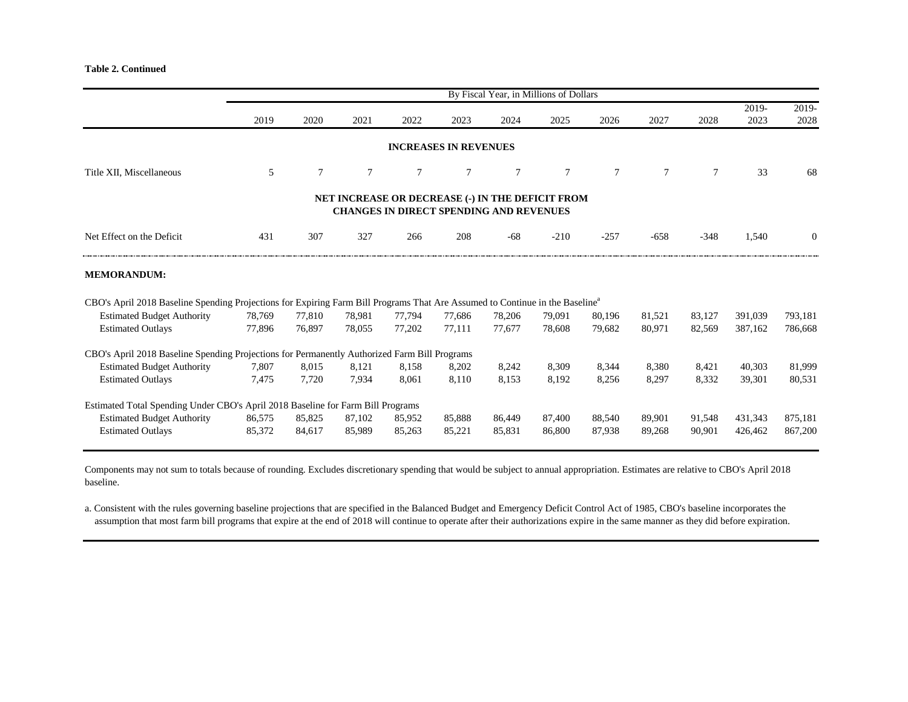**Table 2. Continued**

| | By Fiscal Year, in Millions of Dollars | | | | | | | | | | | |
|---|---|---|---|---|---|---|---|---|---|---|---|---|
| | 2019 | 2020 | 2021 | 2022 | 2023 | 2024 | 2025 | 2026 | 2027 | 2028 | 2019-2023 | 2019-2028 |
| **INCREASES IN REVENUES** | | | | | | | | | | | | |
| Title XII, Miscellaneous | 5 | 7 | 7 | 7 | 7 | 7 | 7 | 7 | 7 | 7 | 33 | 68 |
| **NET INCREASE OR DECREASE (-) IN THE DEFICIT FROM CHANGES IN DIRECT SPENDING AND REVENUES** | | | | | | | | | | | | |
| Net Effect on the Deficit | 431 | 307 | 327 | 266 | 208 | -68 | -210 | -257 | -658 | -348 | 1,540 | 0 |
| **MEMORANDUM:** | | | | | | | | | | | | |
| CBO's April 2018 Baseline Spending Projections for Expiring Farm Bill Programs That Are Assumed to Continue in the Baseline[a] | | | | | | | | | | | | |
| Estimated Budget Authority | 78,769 | 77,810 | 78,981 | 77,794 | 77,686 | 78,206 | 79,091 | 80,196 | 81,521 | 83,127 | 391,039 | 793,181 |
| Estimated Outlays | 77,896 | 76,897 | 78,055 | 77,202 | 77,111 | 77,677 | 78,608 | 79,682 | 80,971 | 82,569 | 387,162 | 786,668 |
| CBO's April 2018 Baseline Spending Projections for Permanently Authorized Farm Bill Programs | | | | | | | | | | | | |
| Estimated Budget Authority | 7,807 | 8,015 | 8,121 | 8,158 | 8,202 | 8,242 | 8,309 | 8,344 | 8,380 | 8,421 | 40,303 | 81,999 |
| Estimated Outlays | 7,475 | 7,720 | 7,934 | 8,061 | 8,110 | 8,153 | 8,192 | 8,256 | 8,297 | 8,332 | 39,301 | 80,531 |
| Estimated Total Spending Under CBO's April 2018 Baseline for Farm Bill Programs | | | | | | | | | | | | |
| Estimated Budget Authority | 86,575 | 85,825 | 87,102 | 85,952 | 85,888 | 86,449 | 87,400 | 88,540 | 89,901 | 91,548 | 431,343 | 875,181 |
| Estimated Outlays | 85,372 | 84,617 | 85,989 | 85,263 | 85,221 | 85,831 | 86,800 | 87,938 | 89,268 | 90,901 | 426,462 | 867,200 |

Components may not sum to totals because of rounding. Excludes discretionary spending that would be subject to annual appropriation. Estimates are relative to CBO's April 2018 baseline.

a. Consistent with the rules governing baseline projections that are specified in the Balanced Budget and Emergency Deficit Control Act of 1985, CBO's baseline incorporates the assumption that most farm bill programs that expire at the end of 2018 will continue to operate after their authorizations expire in the same manner as they did before expiration.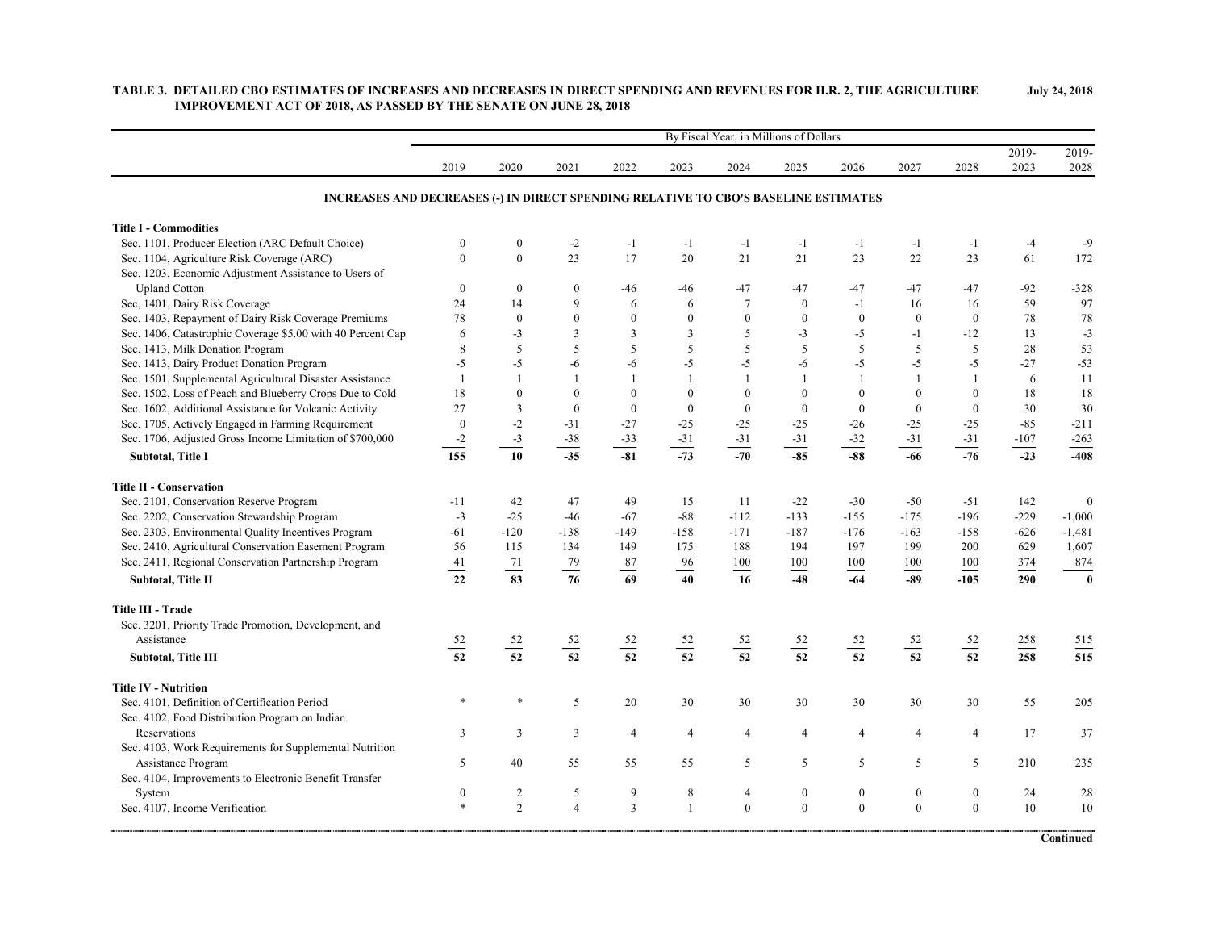**TABLE 3. DETAILED CBO ESTIMATES OF INCREASES AND DECREASES IN DIRECT SPENDING AND REVENUES FOR H.R. 2, THE AGRICULTURE IMPROVEMENT ACT OF 2018, AS PASSED BY THE SENATE ON JUNE 28, 2018**

**July 24, 2018**

| | By Fiscal Year, in Millions of Dollars | | | | | | | | | | | |
|---|---|---|---|---|---|---|---|---|---|---|---|---|
| | 2019 | 2020 | 2021 | 2022 | 2023 | 2024 | 2025 | 2026 | 2027 | 2028 | 2019-2023 | 2019-2028 |
| **INCREASES AND DECREASES (-) IN DIRECT SPENDING RELATIVE TO CBO'S BASELINE ESTIMATES** | | | | | | | | | | | | |
| **Title I - Commodities** | | | | | | | | | | | | |
| Sec. 1101, Producer Election (ARC Default Choice) | 0 | 0 | -2 | -1 | -1 | -1 | -1 | -1 | -1 | -1 | -4 | -9 |
| Sec. 1104, Agriculture Risk Coverage (ARC) | 0 | 0 | 23 | 17 | 20 | 21 | 21 | 23 | 22 | 23 | 61 | 172 |
| Sec. 1203, Economic Adjustment Assistance to Users of Upland Cotton | 0 | 0 | 0 | -46 | -46 | -47 | -47 | -47 | -47 | -47 | -92 | -328 |
| Sec, 1401, Dairy Risk Coverage | 24 | 14 | 9 | 6 | 6 | 7 | 0 | -1 | 16 | 16 | 59 | 97 |
| Sec. 1403, Repayment of Dairy Risk Coverage Premiums | 78 | 0 | 0 | 0 | 0 | 0 | 0 | 0 | 0 | 0 | 78 | 78 |
| Sec. 1406, Catastrophic Coverage $5.00 with 40 Percent Cap | 6 | -3 | 3 | 3 | 3 | 5 | -3 | -5 | -1 | -12 | 13 | -3 |
| Sec. 1413, Milk Donation Program | 8 | 5 | 5 | 5 | 5 | 5 | 5 | 5 | 5 | 5 | 28 | 53 |
| Sec. 1413, Dairy Product Donation Program | -5 | -5 | -6 | -6 | -5 | -5 | -6 | -5 | -5 | -5 | -27 | -53 |
| Sec. 1501, Supplemental Agricultural Disaster Assistance | 1 | 1 | 1 | 1 | 1 | 1 | 1 | 1 | 1 | 1 | 6 | 11 |
| Sec. 1502, Loss of Peach and Blueberry Crops Due to Cold | 18 | 0 | 0 | 0 | 0 | 0 | 0 | 0 | 0 | 0 | 18 | 18 |
| Sec. 1602, Additional Assistance for Volcanic Activity | 27 | 3 | 0 | 0 | 0 | 0 | 0 | 0 | 0 | 0 | 30 | 30 |
| Sec. 1705, Actively Engaged in Farming Requirement | 0 | -2 | -31 | -27 | -25 | -25 | -25 | -26 | -25 | -25 | -85 | -211 |
| Sec. 1706, Adjusted Gross Income Limitation of $700,000 | -2 | -3 | -38 | -33 | -31 | -31 | -31 | -32 | -31 | -31 | -107 | -263 |
| **Subtotal, Title I** | **155** | **10** | **-35** | **-81** | **-73** | **-70** | **-85** | **-88** | **-66** | **-76** | **-23** | **-408** |
| **Title II - Conservation** | | | | | | | | | | | | |
| Sec. 2101, Conservation Reserve Program | -11 | 42 | 47 | 49 | 15 | 11 | -22 | -30 | -50 | -51 | 142 | 0 |
| Sec. 2202, Conservation Stewardship Program | -3 | -25 | -46 | -67 | -88 | -112 | -133 | -155 | -175 | -196 | -229 | -1,000 |
| Sec. 2303, Environmental Quality Incentives Program | -61 | -120 | -138 | -149 | -158 | -171 | -187 | -176 | -163 | -158 | -626 | -1,481 |
| Sec. 2410, Agricultural Conservation Easement Program | 56 | 115 | 134 | 149 | 175 | 188 | 194 | 197 | 199 | 200 | 629 | 1,607 |
| Sec. 2411, Regional Conservation Partnership Program | 41 | 71 | 79 | 87 | 96 | 100 | 100 | 100 | 100 | 100 | 374 | 874 |
| **Subtotal, Title II** | **22** | **83** | **76** | **69** | **40** | **16** | **-48** | **-64** | **-89** | **-105** | **290** | **0** |
| **Title III - Trade** | | | | | | | | | | | | |
| Sec. 3201, Priority Trade Promotion, Development, and Assistance | 52 | 52 | 52 | 52 | 52 | 52 | 52 | 52 | 52 | 52 | 258 | 515 |
| **Subtotal, Title III** | **52** | **52** | **52** | **52** | **52** | **52** | **52** | **52** | **52** | **52** | **258** | **515** |
| **Title IV - Nutrition** | | | | | | | | | | | | |
| Sec. 4101, Definition of Certification Period | * | * | 5 | 20 | 30 | 30 | 30 | 30 | 30 | 30 | 55 | 205 |
| Sec. 4102, Food Distribution Program on Indian Reservations | 3 | 3 | 3 | 4 | 4 | 4 | 4 | 4 | 4 | 4 | 17 | 37 |
| Sec. 4103, Work Requirements for Supplemental Nutrition Assistance Program | 5 | 40 | 55 | 55 | 55 | 5 | 5 | 5 | 5 | 5 | 210 | 235 |
| Sec. 4104, Improvements to Electronic Benefit Transfer System | 0 | 2 | 5 | 9 | 8 | 4 | 0 | 0 | 0 | 0 | 24 | 28 |
| Sec. 4107, Income Verification | * | 2 | 4 | 3 | 1 | 0 | 0 | 0 | 0 | 0 | 10 | 10 |

**Continued**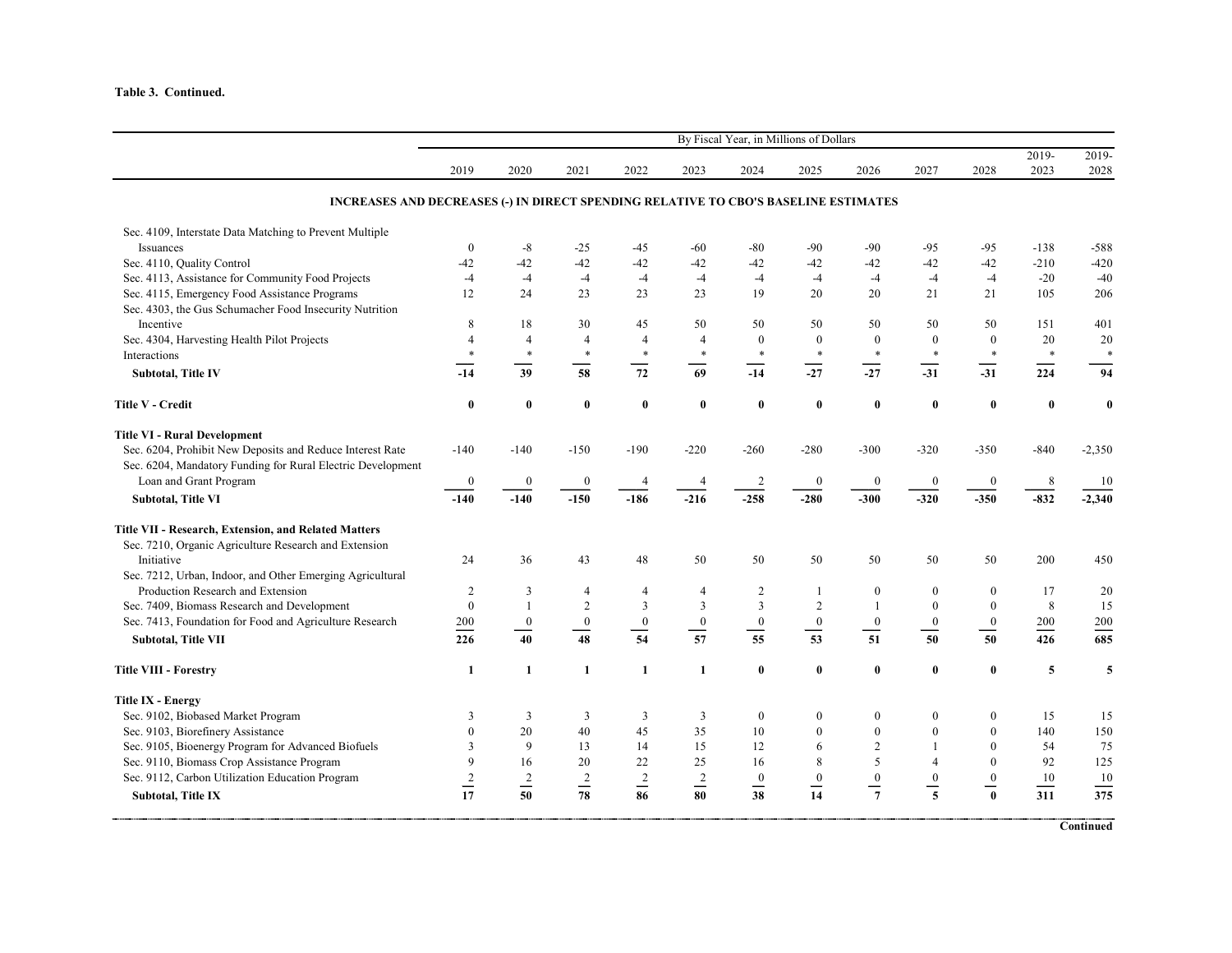**Table 3. Continued.**

| | By Fiscal Year, in Millions of Dollars | | | | | | | | | | | |
|---|---|---|---|---|---|---|---|---|---|---|---|---|
| | 2019 | 2020 | 2021 | 2022 | 2023 | 2024 | 2025 | 2026 | 2027 | 2028 | 2019-2023 | 2019-2028 |
| **INCREASES AND DECREASES (-) IN DIRECT SPENDING RELATIVE TO CBO'S BASELINE ESTIMATES** | | | | | | | | | | | | |
| Sec. 4109, Interstate Data Matching to Prevent Multiple Issuances | 0 | -8 | -25 | -45 | -60 | -80 | -90 | -90 | -95 | -95 | -138 | -588 |
| Sec. 4110, Quality Control | -42 | -42 | -42 | -42 | -42 | -42 | -42 | -42 | -42 | -42 | -210 | -420 |
| Sec. 4113, Assistance for Community Food Projects | -4 | -4 | -4 | -4 | -4 | -4 | -4 | -4 | -4 | -4 | -20 | -40 |
| Sec. 4115, Emergency Food Assistance Programs | 12 | 24 | 23 | 23 | 23 | 19 | 20 | 20 | 21 | 21 | 105 | 206 |
| Sec. 4303, the Gus Schumacher Food Insecurity Nutrition Incentive | 8 | 18 | 30 | 45 | 50 | 50 | 50 | 50 | 50 | 50 | 151 | 401 |
| Sec. 4304, Harvesting Health Pilot Projects | 4 | 4 | 4 | 4 | 4 | 0 | 0 | 0 | 0 | 0 | 20 | 20 |
| Interactions | * | * | * | * | * | * | * | * | * | * | * | * |
| **Subtotal, Title IV** | **-14** | **39** | **58** | **72** | **69** | **-14** | **-27** | **-27** | **-31** | **-31** | **224** | **94** |
| **Title V - Credit** | **0** | **0** | **0** | **0** | **0** | **0** | **0** | **0** | **0** | **0** | **0** | **0** |
| **Title VI - Rural Development** | | | | | | | | | | | | |
| Sec. 6204, Prohibit New Deposits and Reduce Interest Rate | -140 | -140 | -150 | -190 | -220 | -260 | -280 | -300 | -320 | -350 | -840 | -2,350 |
| Sec. 6204, Mandatory Funding for Rural Electric Development Loan and Grant Program | 0 | 0 | 0 | 4 | 4 | 2 | 0 | 0 | 0 | 0 | 8 | 10 |
| **Subtotal, Title VI** | **-140** | **-140** | **-150** | **-186** | **-216** | **-258** | **-280** | **-300** | **-320** | **-350** | **-832** | **-2,340** |
| **Title VII - Research, Extension, and Related Matters** | | | | | | | | | | | | |
| Sec. 7210, Organic Agriculture Research and Extension Initiative | 24 | 36 | 43 | 48 | 50 | 50 | 50 | 50 | 50 | 50 | 200 | 450 |
| Sec. 7212, Urban, Indoor, and Other Emerging Agricultural Production Research and Extension | 2 | 3 | 4 | 4 | 4 | 2 | 1 | 0 | 0 | 0 | 17 | 20 |
| Sec. 7409, Biomass Research and Development | 0 | 1 | 2 | 3 | 3 | 3 | 2 | 1 | 0 | 0 | 8 | 15 |
| Sec. 7413, Foundation for Food and Agriculture Research | 200 | 0 | 0 | 0 | 0 | 0 | 0 | 0 | 0 | 0 | 200 | 200 |
| **Subtotal, Title VII** | **226** | **40** | **48** | **54** | **57** | **55** | **53** | **51** | **50** | **50** | **426** | **685** |
| **Title VIII - Forestry** | **1** | **1** | **1** | **1** | **1** | **0** | **0** | **0** | **0** | **0** | **5** | **5** |
| **Title IX - Energy** | | | | | | | | | | | | |
| Sec. 9102, Biobased Market Program | 3 | 3 | 3 | 3 | 3 | 0 | 0 | 0 | 0 | 0 | 15 | 15 |
| Sec. 9103, Biorefinery Assistance | 0 | 20 | 40 | 45 | 35 | 10 | 0 | 0 | 0 | 0 | 140 | 150 |
| Sec. 9105, Bioenergy Program for Advanced Biofuels | 3 | 9 | 13 | 14 | 15 | 12 | 6 | 2 | 1 | 0 | 54 | 75 |
| Sec. 9110, Biomass Crop Assistance Program | 9 | 16 | 20 | 22 | 25 | 16 | 8 | 5 | 4 | 0 | 92 | 125 |
| Sec. 9112, Carbon Utilization Education Program | 2 | 2 | 2 | 2 | 2 | 0 | 0 | 0 | 0 | 0 | 10 | 10 |
| **Subtotal, Title IX** | **17** | **50** | **78** | **86** | **80** | **38** | **14** | **7** | **5** | **0** | **311** | **375** |

**Continued**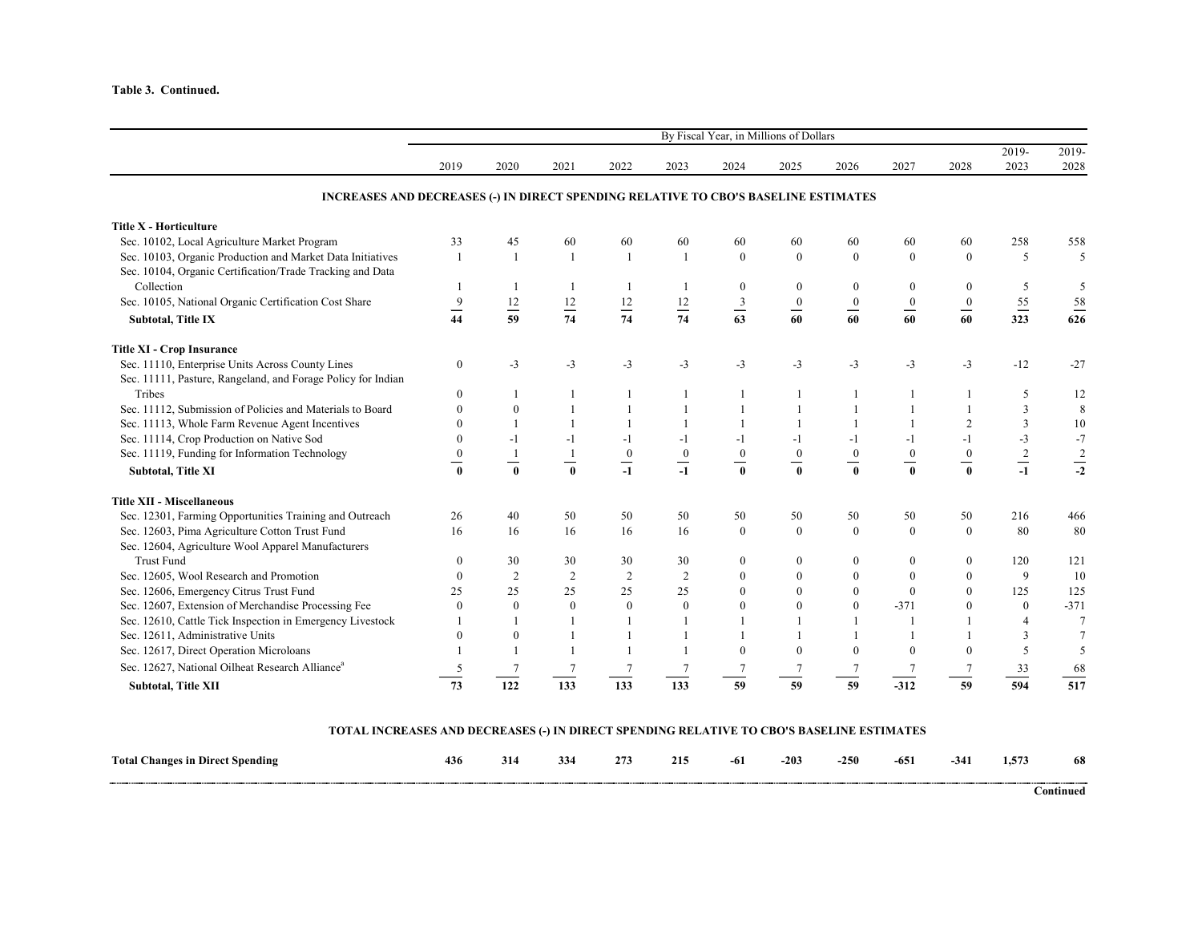**Table 3. Continued.**

| | By Fiscal Year, in Millions of Dollars | | | | | | | | | | | |
|---|---|---|---|---|---|---|---|---|---|---|---|---|
| | 2019 | 2020 | 2021 | 2022 | 2023 | 2024 | 2025 | 2026 | 2027 | 2028 | 2019-2023 | 2019-2028 |
| **INCREASES AND DECREASES (-) IN DIRECT SPENDING RELATIVE TO CBO'S BASELINE ESTIMATES** | | | | | | | | | | | | |
| **Title X - Horticulture** | | | | | | | | | | | | |
| Sec. 10102, Local Agriculture Market Program | 33 | 45 | 60 | 60 | 60 | 60 | 60 | 60 | 60 | 60 | 258 | 558 |
| Sec. 10103, Organic Production and Market Data Initiatives | 1 | 1 | 1 | 1 | 1 | 0 | 0 | 0 | 0 | 0 | 5 | 5 |
| Sec. 10104, Organic Certification/Trade Tracking and Data Collection | 1 | 1 | 1 | 1 | 1 | 0 | 0 | 0 | 0 | 0 | 5 | 5 |
| Sec. 10105, National Organic Certification Cost Share | 9 | 12 | 12 | 12 | 12 | 3 | 0 | 0 | 0 | 0 | 55 | 58 |
| **Subtotal, Title IX** | **44** | **59** | **74** | **74** | **74** | **63** | **60** | **60** | **60** | **60** | **323** | **626** |
| **Title XI - Crop Insurance** | | | | | | | | | | | | |
| Sec. 11110, Enterprise Units Across County Lines | 0 | -3 | -3 | -3 | -3 | -3 | -3 | -3 | -3 | -3 | -12 | -27 |
| Sec. 11111, Pasture, Rangeland, and Forage Policy for Indian Tribes | 0 | 1 | 1 | 1 | 1 | 1 | 1 | 1 | 1 | 1 | 5 | 12 |
| Sec. 11112, Submission of Policies and Materials to Board | 0 | 0 | 1 | 1 | 1 | 1 | 1 | 1 | 1 | 1 | 3 | 8 |
| Sec. 11113, Whole Farm Revenue Agent Incentives | 0 | 1 | 1 | 1 | 1 | 1 | 1 | 1 | 1 | 2 | 3 | 10 |
| Sec. 11114, Crop Production on Native Sod | 0 | -1 | -1 | -1 | -1 | -1 | -1 | -1 | -1 | -1 | -3 | -7 |
| Sec. 11119, Funding for Information Technology | 0 | 1 | 1 | 0 | 0 | 0 | 0 | 0 | 0 | 0 | 2 | 2 |
| **Subtotal, Title XI** | **0** | **0** | **0** | **-1** | **-1** | **0** | **0** | **0** | **0** | **0** | **-1** | **-2** |
| **Title XII - Miscellaneous** | | | | | | | | | | | | |
| Sec. 12301, Farming Opportunities Training and Outreach | 26 | 40 | 50 | 50 | 50 | 50 | 50 | 50 | 50 | 50 | 216 | 466 |
| Sec. 12603, Pima Agriculture Cotton Trust Fund | 16 | 16 | 16 | 16 | 16 | 0 | 0 | 0 | 0 | 0 | 80 | 80 |
| Sec. 12604, Agriculture Wool Apparel Manufacturers Trust Fund | 0 | 30 | 30 | 30 | 30 | 0 | 0 | 0 | 0 | 0 | 120 | 121 |
| Sec. 12605, Wool Research and Promotion | 0 | 2 | 2 | 2 | 2 | 0 | 0 | 0 | 0 | 0 | 9 | 10 |
| Sec. 12606, Emergency Citrus Trust Fund | 25 | 25 | 25 | 25 | 25 | 0 | 0 | 0 | 0 | 0 | 125 | 125 |
| Sec. 12607, Extension of Merchandise Processing Fee | 0 | 0 | 0 | 0 | 0 | 0 | 0 | 0 | -371 | 0 | 0 | -371 |
| Sec. 12610, Cattle Tick Inspection in Emergency Livestock | 1 | 1 | 1 | 1 | 1 | 1 | 1 | 1 | 1 | 1 | 4 | 7 |
| Sec. 12611, Administrative Units | 0 | 0 | 1 | 1 | 1 | 1 | 1 | 1 | 1 | 1 | 3 | 7 |
| Sec. 12617, Direct Operation Microloans | 1 | 1 | 1 | 1 | 1 | 0 | 0 | 0 | 0 | 0 | 5 | 5 |
| Sec. 12627, National Oilheat Research Alliance[a] | 5 | 7 | 7 | 7 | 7 | 7 | 7 | 7 | 7 | 7 | 33 | 68 |
| **Subtotal, Title XII** | **73** | **122** | **133** | **133** | **133** | **59** | **59** | **59** | **-312** | **59** | **594** | **517** |
| **TOTAL INCREASES AND DECREASES (-) IN DIRECT SPENDING RELATIVE TO CBO'S BASELINE ESTIMATES** | | | | | | | | | | | | |
| **Total Changes in Direct Spending** | **436** | **314** | **334** | **273** | **215** | **-61** | **-203** | **-250** | **-651** | **-341** | **1,573** | **68** |

**Continued**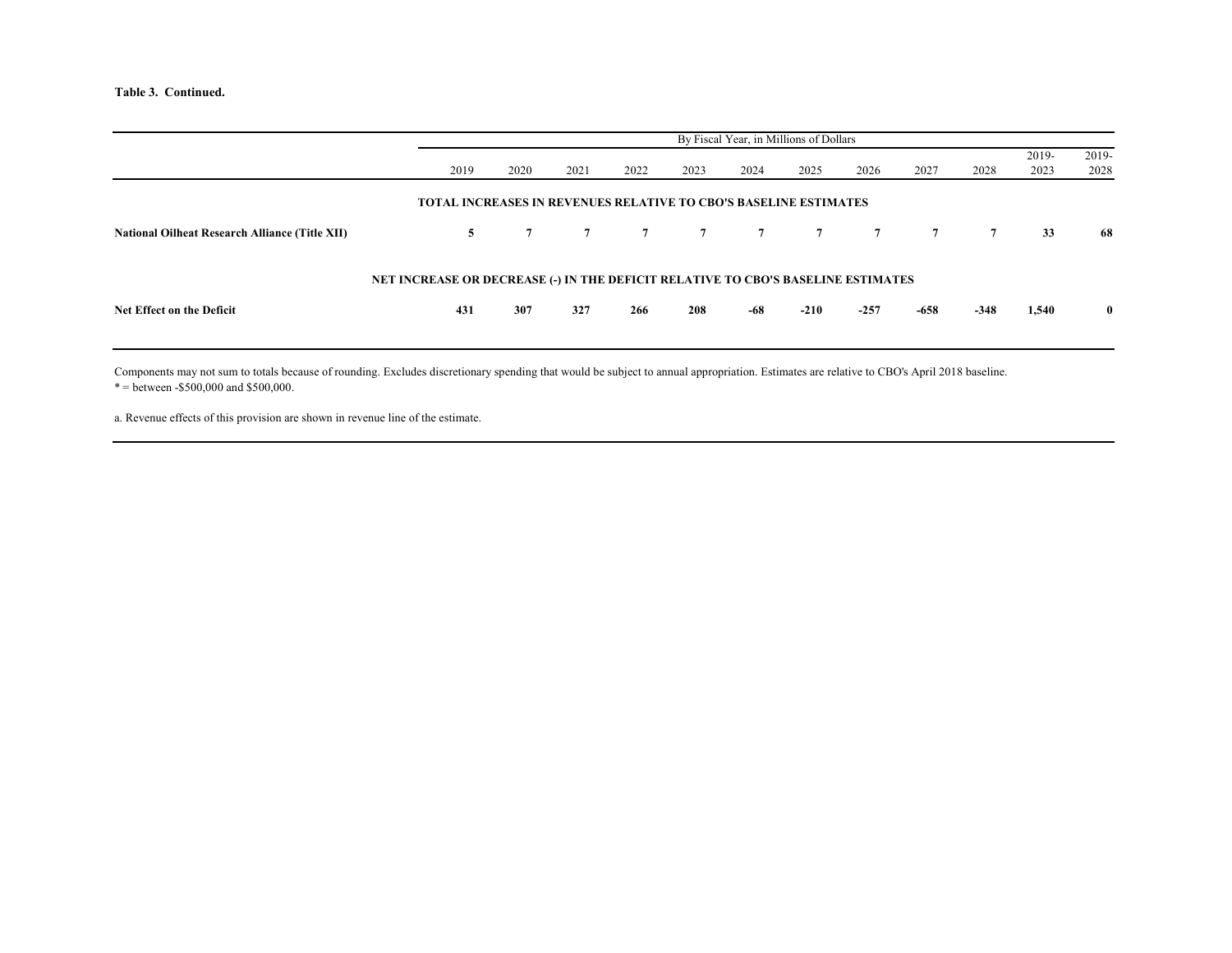**Table 3. Continued.**

| | By Fiscal Year, in Millions of Dollars | | | | | | | | | | | |
|---|---|---|---|---|---|---|---|---|---|---|---|---|
| | 2019 | 2020 | 2021 | 2022 | 2023 | 2024 | 2025 | 2026 | 2027 | 2028 | 2019-2023 | 2019-2028 |
| **TOTAL INCREASES IN REVENUES RELATIVE TO CBO'S BASELINE ESTIMATES** | | | | | | | | | | | | |
| **National Oilheat Research Alliance (Title XII)** | **5** | **7** | **7** | **7** | **7** | **7** | **7** | **7** | **7** | **7** | **33** | **68** |
| **NET INCREASE OR DECREASE (-) IN THE DEFICIT RELATIVE TO CBO'S BASELINE ESTIMATES** | | | | | | | | | | | | |
| **Net Effect on the Deficit** | **431** | **307** | **327** | **266** | **208** | **-68** | **-210** | **-257** | **-658** | **-348** | **1,540** | **0** |

Components may not sum to totals because of rounding. Excludes discretionary spending that would be subject to annual appropriation. Estimates are relative to CBO's April 2018 baseline.
* = between -$500,000 and $500,000.

a. Revenue effects of this provision are shown in revenue line of the estimate.